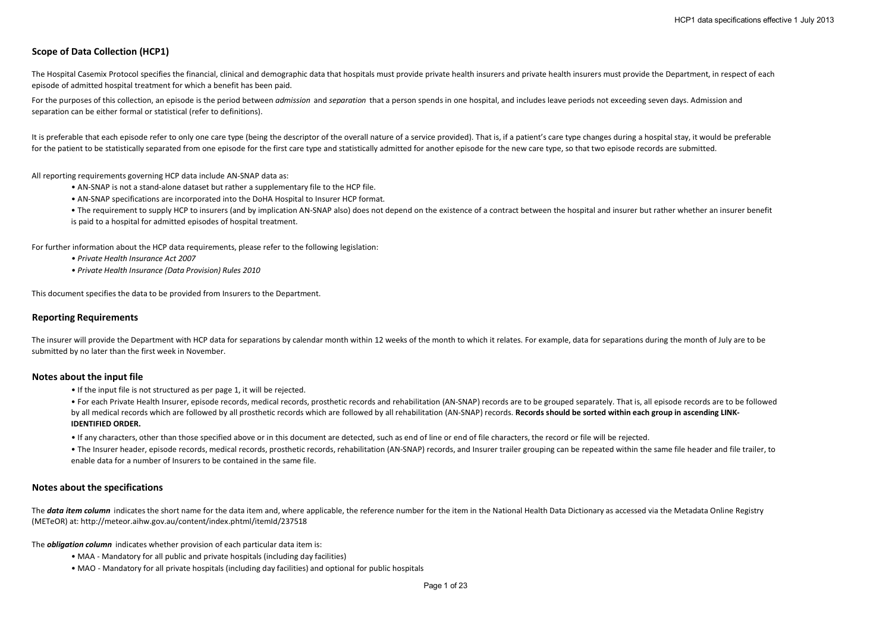## Scope of Data Collection (HCP1)

The Hospital Casemix Protocol specifies the financial, clinical and demographic data that hospitals must provide private health insurers and private health insurers must provide the Department, in respect of each episode of admitted hospital treatment for which a benefit has been paid.

For the purposes of this collection, an episode is the period between *admission* and *separation* that a person spends in one hospital, and includes leave periods not exceeding seven days. Admission and separation can be either formal or statistical (refer to definitions).

It is preferable that each episode refer to only one care type (being the descriptor of the overall nature of a service provided). That is, if a patient's care type changes during a hospital stay, it would be preferable for the patient to be statistically separated from one episode for the first care type and statistically admitted for another episode for the new care type, so that two episode records are submitted.

All reporting requirements governing HCP data include AN-SNAP data as:

- AN-SNAP is not a stand-alone dataset but rather a supplementary file to the HCP file.
- AN-SNAP specifications are incorporated into the DoHA Hospital to Insurer HCP format.
- The requirement to supply HCP to insurers (and by implication AN-SNAP also) does not depend on the existence of a contract between the hospital and insurer but rather whether an insurer benefit is paid to a hospital for admitted episodes of hospital treatment.

For further information about the HCP data requirements, please refer to the following legislation:

- *Private Health Insurance Act 2007*
- *Private Health Insurance (Data Provision) Rules 2010*

This document specifies the data to be provided from Insurers to the Department.

## Reporting Requirements

The insurer will provide the Department with HCP data for separations by calendar month within 12 weeks of the month to which it relates. For example, data for separations during the month of July are to be submitted by no later than the first week in November.

## Notes about the input file

- If the input file is not structured as per page 1, it will be rejected.
- For each Private Health Insurer, episode records, medical records, prosthetic records and rehabilitation (AN-SNAP) records are to be grouped separately. That is, all episode records are to be followed by all medical records which are followed by all prosthetic records which are followed by all rehabilitation (AN-SNAP) records. **Records should be sorted within each group in ascending LINK-IDENTIFIED ORDER.**
- If any characters, other than those specified above or in this document are detected, such as end of line or end of file characters, the record or file will be rejected.
- The Insurer header, episode records, medical records, prosthetic records, rehabilitation (AN-SNAP) records, and Insurer trailer grouping can be repeated within the same file header and file trailer, to enable data for a number of Insurers to be contained in the same file.

## Notes about the specifications

The ***data item column*** indicates the short name for the data item and, where applicable, the reference number for the item in the National Health Data Dictionary as accessed via the Metadata Online Registry (METeOR) at: http://meteor.aihw.gov.au/content/index.phtml/itemId/237518

The ***obligation column*** indicates whether provision of each particular data item is:

- MAA - Mandatory for all public and private hospitals (including day facilities)
- MAO - Mandatory for all private hospitals (including day facilities) and optional for public hospitals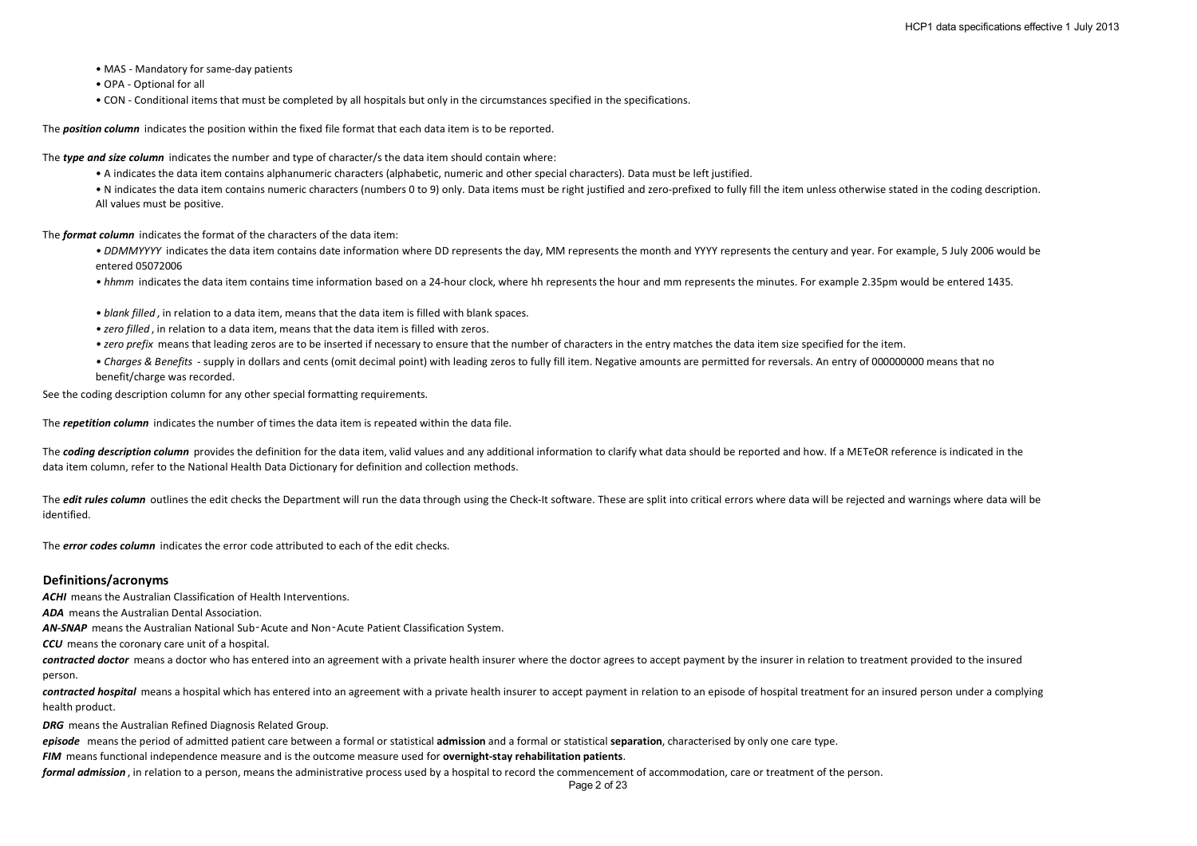- MAS - Mandatory for same-day patients
- OPA - Optional for all
- CON - Conditional items that must be completed by all hospitals but only in the circumstances specified in the specifications.

The ***position column*** indicates the position within the fixed file format that each data item is to be reported.

The ***type and size column*** indicates the number and type of character/s the data item should contain where:

- A indicates the data item contains alphanumeric characters (alphabetic, numeric and other special characters). Data must be left justified.
- N indicates the data item contains numeric characters (numbers 0 to 9) only. Data items must be right justified and zero-prefixed to fully fill the item unless otherwise stated in the coding description. All values must be positive.

The ***format column*** indicates the format of the characters of the data item:

- *DDMMYYYY* indicates the data item contains date information where DD represents the day, MM represents the month and YYYY represents the century and year. For example, 5 July 2006 would be entered 05072006
- *hhmm* indicates the data item contains time information based on a 24-hour clock, where hh represents the hour and mm represents the minutes. For example 2.35pm would be entered 1435.
- *blank filled*, in relation to a data item, means that the data item is filled with blank spaces.
- *zero filled*, in relation to a data item, means that the data item is filled with zeros.
- *zero prefix* means that leading zeros are to be inserted if necessary to ensure that the number of characters in the entry matches the data item size specified for the item.
- *Charges & Benefits* - supply in dollars and cents (omit decimal point) with leading zeros to fully fill item. Negative amounts are permitted for reversals. An entry of 000000000 means that no benefit/charge was recorded.

See the coding description column for any other special formatting requirements.

The ***repetition column*** indicates the number of times the data item is repeated within the data file.

The ***coding description column*** provides the definition for the data item, valid values and any additional information to clarify what data should be reported and how. If a METeOR reference is indicated in the data item column, refer to the National Health Data Dictionary for definition and collection methods.

The ***edit rules column*** outlines the edit checks the Department will run the data through using the Check-It software. These are split into critical errors where data will be rejected and warnings where data will be identified.

The ***error codes column*** indicates the error code attributed to each of the edit checks.

## Definitions/acronyms

***ACHI*** means the Australian Classification of Health Interventions.

***ADA*** means the Australian Dental Association.

***AN-SNAP*** means the Australian National Sub‑Acute and Non‑Acute Patient Classification System.

***CCU*** means the coronary care unit of a hospital.

***contracted doctor*** means a doctor who has entered into an agreement with a private health insurer where the doctor agrees to accept payment by the insurer in relation to treatment provided to the insured person.

***contracted hospital*** means a hospital which has entered into an agreement with a private health insurer to accept payment in relation to an episode of hospital treatment for an insured person under a complying health product.

***DRG*** means the Australian Refined Diagnosis Related Group.

***episode*** means the period of admitted patient care between a formal or statistical **admission** and a formal or statistical **separation**, characterised by only one care type.

***FIM*** means functional independence measure and is the outcome measure used for **overnight-stay rehabilitation patients**.

***formal admission***, in relation to a person, means the administrative process used by a hospital to record the commencement of accommodation, care or treatment of the person.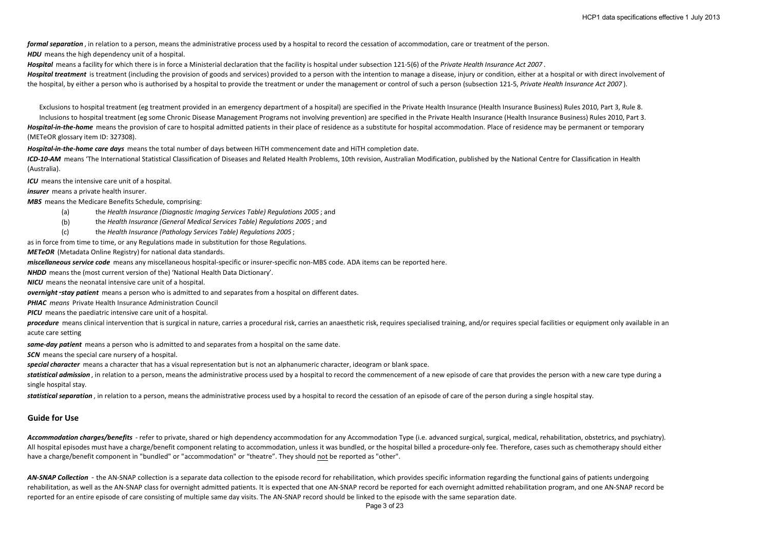***formal separation*** , in relation to a person, means the administrative process used by a hospital to record the cessation of accommodation, care or treatment of the person.

***HDU*** means the high dependency unit of a hospital.

***Hospital*** means a facility for which there is in force a Ministerial declaration that the facility is hospital under subsection 121-5(6) of the *Private Health Insurance Act 2007* .

***Hospital treatment*** is treatment (including the provision of goods and services) provided to a person with the intention to manage a disease, injury or condition, either at a hospital or with direct involvement of the hospital, by either a person who is authorised by a hospital to provide the treatment or under the management or control of such a person (subsection 121-5, *Private Health Insurance Act 2007* ).

Exclusions to hospital treatment (eg treatment provided in an emergency department of a hospital) are specified in the Private Health Insurance (Health Insurance Business) Rules 2010, Part 3, Rule 8.
Inclusions to hospital treatment (eg some Chronic Disease Management Programs not involving prevention) are specified in the Private Health Insurance (Health Insurance Business) Rules 2010, Part 3.

***Hospital-in-the-home*** means the provision of care to hospital admitted patients in their place of residence as a substitute for hospital accommodation. Place of residence may be permanent or temporary (METeOR glossary item ID: 327308).

***Hospital-in-the-home care days*** means the total number of days between HiTH commencement date and HiTH completion date.

***ICD-10-AM*** means 'The International Statistical Classification of Diseases and Related Health Problems, 10th revision, Australian Modification, published by the National Centre for Classification in Health (Australia).

***ICU*** means the intensive care unit of a hospital.

***insurer*** means a private health insurer.

***MBS*** means the Medicare Benefits Schedule, comprising:

(a) the *Health Insurance (Diagnostic Imaging Services Table) Regulations 2005* ; and
(b) the *Health Insurance (General Medical Services Table) Regulations 2005* ; and
(c) the *Health Insurance (Pathology Services Table) Regulations 2005* ;

as in force from time to time, or any Regulations made in substitution for those Regulations.

***METeOR*** (Metadata Online Registry) for national data standards.

***miscellaneous service code*** means any miscellaneous hospital-specific or insurer-specific non-MBS code. ADA items can be reported here.

***NHDD*** means the (most current version of the) 'National Health Data Dictionary'.

***NICU*** means the neonatal intensive care unit of a hospital.

***overnight-stay patient*** means a person who is admitted to and separates from a hospital on different dates.

***PHIAC*** *means* Private Health Insurance Administration Council

***PICU*** means the paediatric intensive care unit of a hospital.

***procedure*** means clinical intervention that is surgical in nature, carries a procedural risk, carries an anaesthetic risk, requires specialised training, and/or requires special facilities or equipment only available in an acute care setting

***same-day patient*** means a person who is admitted to and separates from a hospital on the same date.

***SCN*** means the special care nursery of a hospital.

***special character*** means a character that has a visual representation but is not an alphanumeric character, ideogram or blank space.

***statistical admission*** , in relation to a person, means the administrative process used by a hospital to record the commencement of a new episode of care that provides the person with a new care type during a single hospital stay.

***statistical separation*** , in relation to a person, means the administrative process used by a hospital to record the cessation of an episode of care of the person during a single hospital stay.

## Guide for Use

***Accommodation charges/benefits*** - refer to private, shared or high dependency accommodation for any Accommodation Type (i.e. advanced surgical, surgical, medical, rehabilitation, obstetrics, and psychiatry). All hospital episodes must have a charge/benefit component relating to accommodation, unless it was bundled, or the hospital billed a procedure-only fee. Therefore, cases such as chemotherapy should either have a charge/benefit component in "bundled" or "accommodation" or "theatre". They should not be reported as "other".

***AN-SNAP Collection*** - the AN-SNAP collection is a separate data collection to the episode record for rehabilitation, which provides specific information regarding the functional gains of patients undergoing rehabilitation, as well as the AN-SNAP class for overnight admitted patients. It is expected that one AN-SNAP record be reported for each overnight admitted rehabilitation program, and one AN-SNAP record be reported for an entire episode of care consisting of multiple same day visits. The AN-SNAP record should be linked to the episode with the same separation date.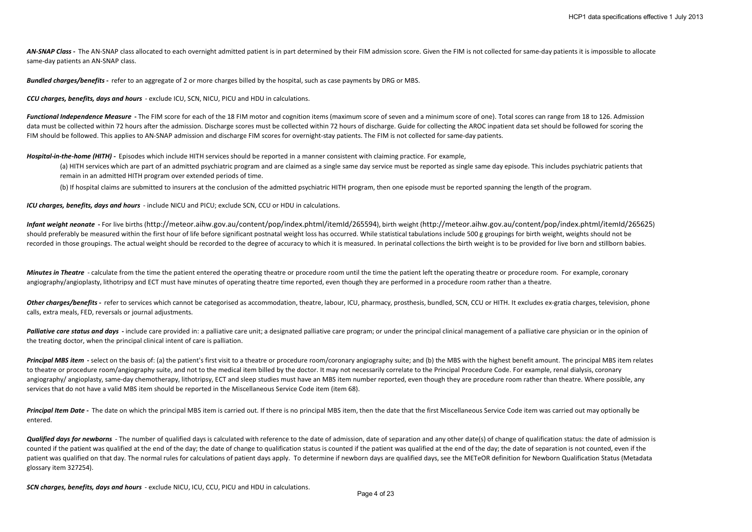***AN-SNAP Class -*** The AN-SNAP class allocated to each overnight admitted patient is in part determined by their FIM admission score. Given the FIM is not collected for same-day patients it is impossible to allocate same-day patients an AN-SNAP class.

***Bundled charges/benefits -*** refer to an aggregate of 2 or more charges billed by the hospital, such as case payments by DRG or MBS.

***CCU charges, benefits, days and hours*** - exclude ICU, SCN, NICU, PICU and HDU in calculations.

***Functional Independence Measure -*** The FIM score for each of the 18 FIM motor and cognition items (maximum score of seven and a minimum score of one). Total scores can range from 18 to 126. Admission data must be collected within 72 hours after the admission. Discharge scores must be collected within 72 hours of discharge. Guide for collecting the AROC inpatient data set should be followed for scoring the FIM should be followed. This applies to AN-SNAP admission and discharge FIM scores for overnight-stay patients. The FIM is not collected for same-day patients.

***Hospital-in-the-home (HITH) -*** Episodes which include HITH services should be reported in a manner consistent with claiming practice. For example,

(a) HITH services which are part of an admitted psychiatric program and are claimed as a single same day service must be reported as single same day episode. This includes psychiatric patients that remain in an admitted HITH program over extended periods of time.

(b) If hospital claims are submitted to insurers at the conclusion of the admitted psychiatric HITH program, then one episode must be reported spanning the length of the program.

***ICU charges, benefits, days and hours*** - include NICU and PICU; exclude SCN, CCU or HDU in calculations.

***Infant weight neonate -*** For live births (http://meteor.aihw.gov.au/content/pop/index.phtml/itemId/265594), birth weight (http://meteor.aihw.gov.au/content/pop/index.phtml/itemId/265625) should preferably be measured within the first hour of life before significant postnatal weight loss has occurred. While statistical tabulations include 500 g groupings for birth weight, weights should not be recorded in those groupings. The actual weight should be recorded to the degree of accuracy to which it is measured. In perinatal collections the birth weight is to be provided for live born and stillborn babies.

***Minutes in Theatre*** - calculate from the time the patient entered the operating theatre or procedure room until the time the patient left the operating theatre or procedure room. For example, coronary angiography/angioplasty, lithotripsy and ECT must have minutes of operating theatre time reported, even though they are performed in a procedure room rather than a theatre.

***Other charges/benefits -*** refer to services which cannot be categorised as accommodation, theatre, labour, ICU, pharmacy, prosthesis, bundled, SCN, CCU or HITH. It excludes ex-gratia charges, television, phone calls, extra meals, FED, reversals or journal adjustments.

***Palliative care status and days -*** include care provided in: a palliative care unit; a designated palliative care program; or under the principal clinical management of a palliative care physician or in the opinion of the treating doctor, when the principal clinical intent of care is palliation.

***Principal MBS item -*** select on the basis of: (a) the patient's first visit to a theatre or procedure room/coronary angiography suite; and (b) the MBS with the highest benefit amount. The principal MBS item relates to theatre or procedure room/angiography suite, and not to the medical item billed by the doctor. It may not necessarily correlate to the Principal Procedure Code. For example, renal dialysis, coronary angiography/ angioplasty, same-day chemotherapy, lithotripsy, ECT and sleep studies must have an MBS item number reported, even though they are procedure room rather than theatre. Where possible, any services that do not have a valid MBS item should be reported in the Miscellaneous Service Code item (item 68).

***Principal Item Date -*** The date on which the principal MBS item is carried out. If there is no principal MBS item, then the date that the first Miscellaneous Service Code item was carried out may optionally be entered.

***Qualified days for newborns*** - The number of qualified days is calculated with reference to the date of admission, date of separation and any other date(s) of change of qualification status: the date of admission is counted if the patient was qualified at the end of the day; the date of change to qualification status is counted if the patient was qualified at the end of the day; the date of separation is not counted, even if the patient was qualified on that day. The normal rules for calculations of patient days apply. To determine if newborn days are qualified days, see the METeOR definition for Newborn Qualification Status (Metadata glossary item 327254).

***SCN charges, benefits, days and hours*** - exclude NICU, ICU, CCU, PICU and HDU in calculations.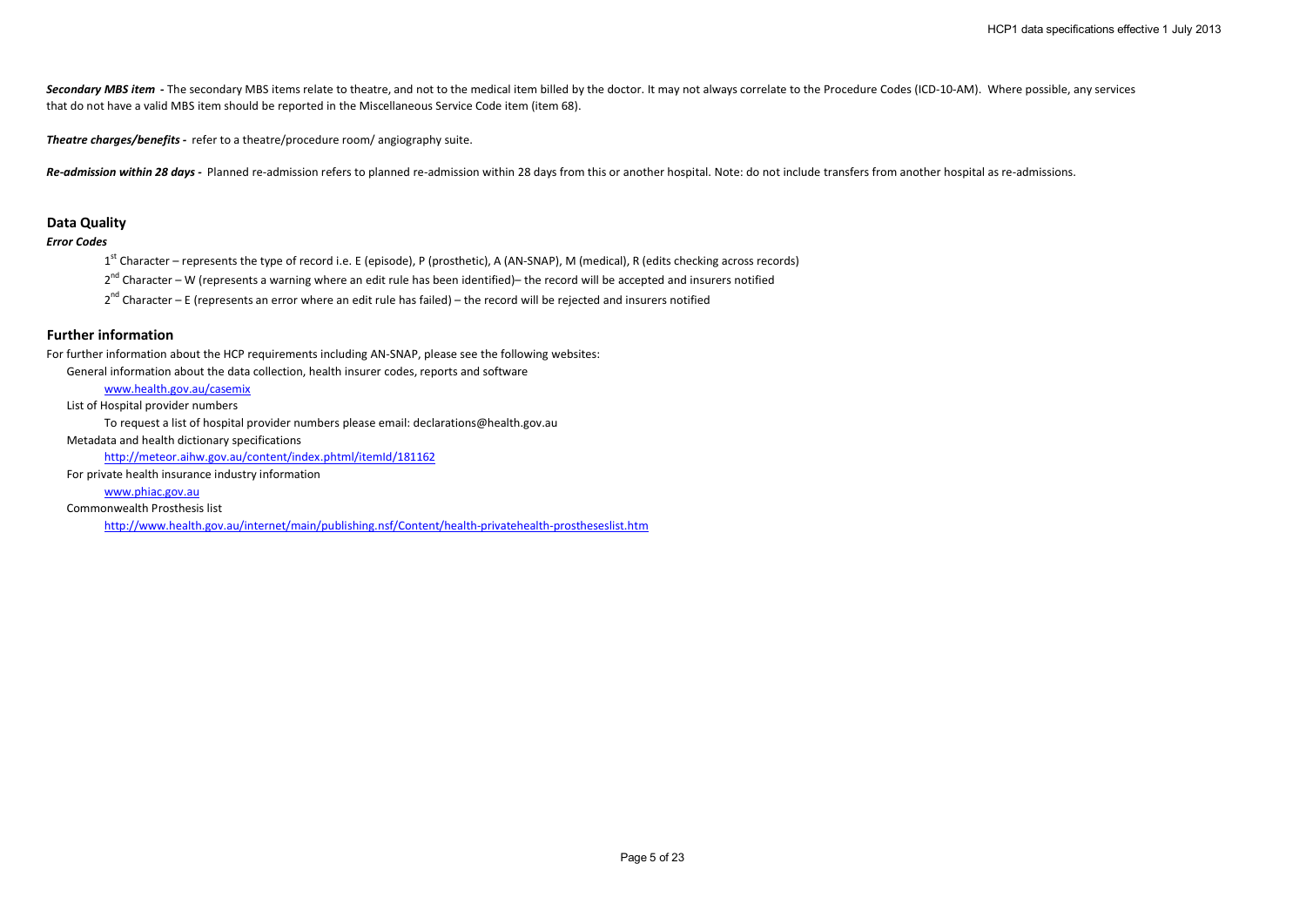***Secondary MBS item*** **-** The secondary MBS items relate to theatre, and not to the medical item billed by the doctor. It may not always correlate to the Procedure Codes (ICD-10-AM). Where possible, any services that do not have a valid MBS item should be reported in the Miscellaneous Service Code item (item 68).

***Theatre charges/benefits*** **-** refer to a theatre/procedure room/ angiography suite.

***Re-admission within 28 days*** **-** Planned re-admission refers to planned re-admission within 28 days from this or another hospital. Note: do not include transfers from another hospital as re-admissions.

## Data Quality

***Error Codes***

1st Character – represents the type of record i.e. E (episode), P (prosthetic), A (AN-SNAP), M (medical), R (edits checking across records)

2nd Character – W (represents a warning where an edit rule has been identified)– the record will be accepted and insurers notified

2nd Character – E (represents an error where an edit rule has failed) – the record will be rejected and insurers notified

## Further information

For further information about the HCP requirements including AN-SNAP, please see the following websites:

General information about the data collection, health insurer codes, reports and software

[www.health.gov.au/casemix](www.health.gov.au/casemix)

List of Hospital provider numbers

To request a list of hospital provider numbers please email: declarations@health.gov.au

Metadata and health dictionary specifications

[http://meteor.aihw.gov.au/content/index.phtml/itemId/181162](http://meteor.aihw.gov.au/content/index.phtml/itemId/181162)

For private health insurance industry information

[www.phiac.gov.au](www.phiac.gov.au)

Commonwealth Prosthesis list

[http://www.health.gov.au/internet/main/publishing.nsf/Content/health-privatehealth-prostheseslist.htm](http://www.health.gov.au/internet/main/publishing.nsf/Content/health-privatehealth-prostheseslist.htm)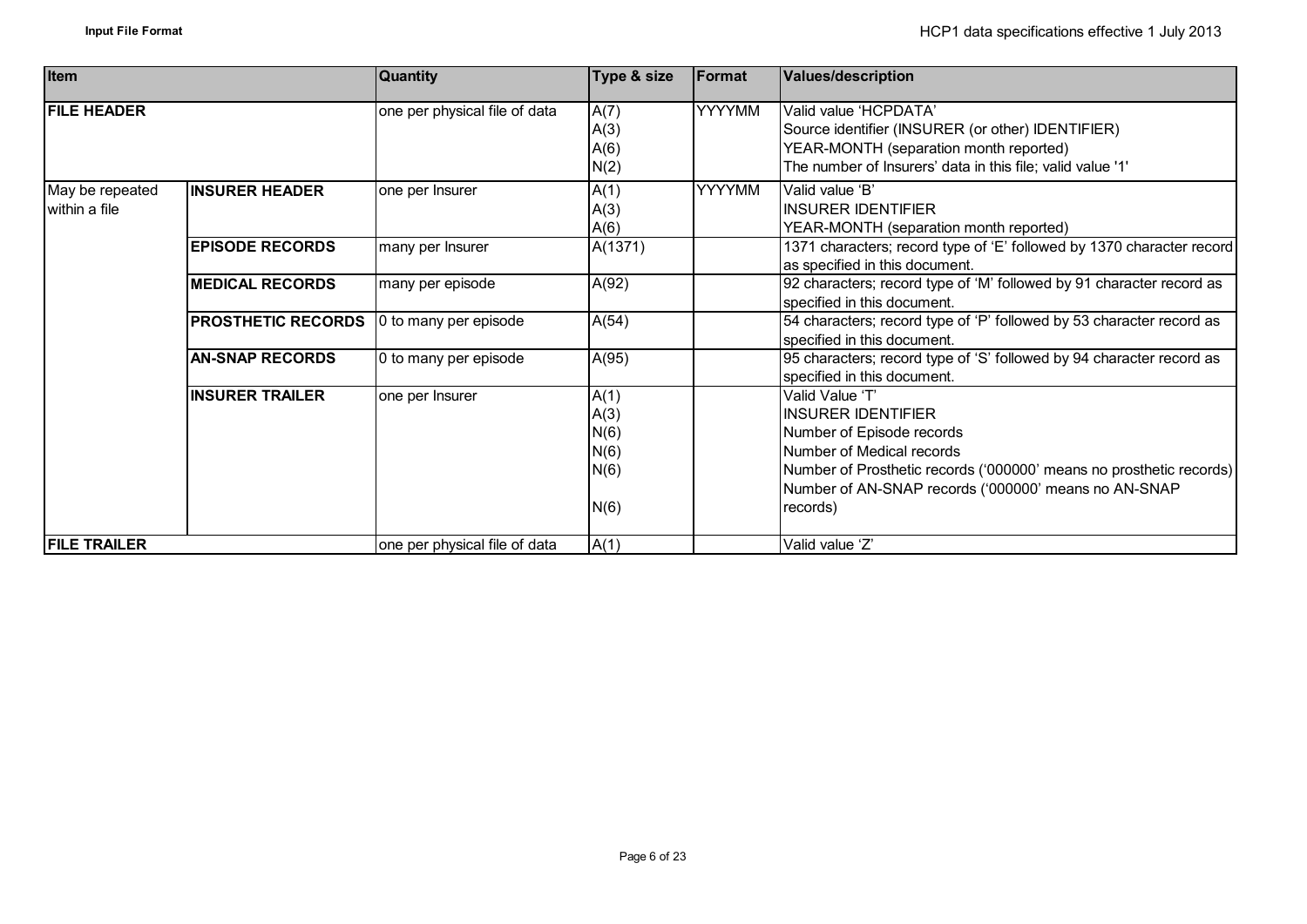| Item | | Quantity | Type & size | Format | Values/description |
|---|---|---|---|---|---|
| **FILE HEADER** | | one per physical file of data | A(7)<br>A(3)<br>A(6)<br>N(2) | YYYYMM | Valid value 'HCPDATA'<br>Source identifier (INSURER (or other) IDENTIFIER)<br>YEAR-MONTH (separation month reported)<br>The number of Insurers' data in this file; valid value '1' |
| May be repeated within a file | **INSURER HEADER** | one per Insurer | A(1)<br>A(3)<br>A(6) | YYYYMM | Valid value 'B'<br>INSURER IDENTIFIER<br>YEAR-MONTH (separation month reported) |
| | **EPISODE RECORDS** | many per Insurer | A(1371) | | 1371 characters; record type of 'E' followed by 1370 character record as specified in this document. |
| | **MEDICAL RECORDS** | many per episode | A(92) | | 92 characters; record type of 'M' followed by 91 character record as specified in this document. |
| | **PROSTHETIC RECORDS** | 0 to many per episode | A(54) | | 54 characters; record type of 'P' followed by 53 character record as specified in this document. |
| | **AN-SNAP RECORDS** | 0 to many per episode | A(95) | | 95 characters; record type of 'S' followed by 94 character record as specified in this document. |
| | **INSURER TRAILER** | one per Insurer | A(1)<br>A(3)<br>N(6)<br>N(6)<br>N(6)<br>N(6) | | Valid Value 'T'<br>INSURER IDENTIFIER<br>Number of Episode records<br>Number of Medical records<br>Number of Prosthetic records ('000000' means no prosthetic records)<br>Number of AN-SNAP records ('000000' means no AN-SNAP records) |
| **FILE TRAILER** | | one per physical file of data | A(1) | | Valid value 'Z' |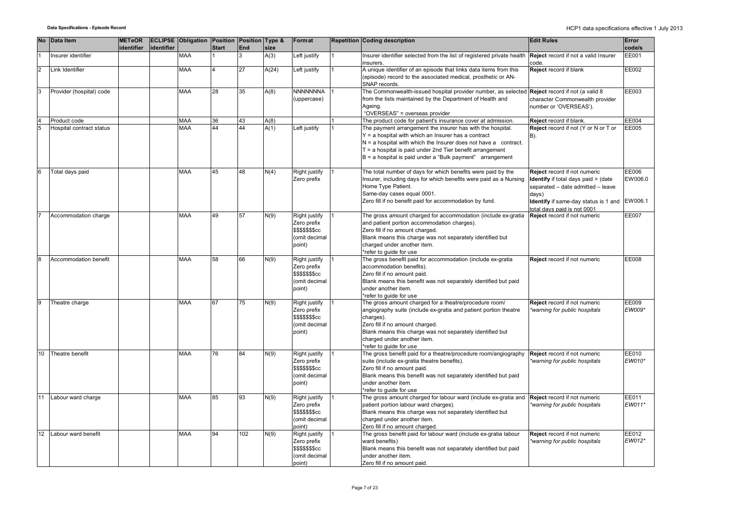| No | Data Item | METeOR identifier | ECLIPSE identifier | Obligation | Position Start | Position End | Type & size | Format | Repetition | Coding description | Edit Rules | Error code/s |
|---|---|---|---|---|---|---|---|---|---|---|---|---|
| 1 | Insurer identifier | | | MAA | 1 | 3 | A(3) | Left justify | 1 | Insurer identifier selected from the list of registered private health insurers. | **Reject** record if not a valid Insurer code. | EE001 |
| 2 | Link Identifier | | | MAA | 4 | 27 | A(24) | Left justify | 1 | A unique identifier of an episode that links data items from this (episode) record to the associated medical, prosthetic or AN-SNAP records. | **Reject** record if blank | EE002 |
| 3 | Provider (hospital) code | | | MAA | 28 | 35 | A(8) | NNNNNNNA (uppercase) | 1 | The Commonwealth-issued hospital provider number, as selected from the lists maintained by the Department of Health and Ageing.<br>"OVERSEAS" = overseas provider | **Reject** record if not (a valid 8 character Commonwealth provider number or 'OVERSEAS'). | EE003 |
| 4 | Product code | | | MAA | 36 | 43 | A(8) | | 1 | The product code for patient's insurance cover at admission. | **Reject** record if blank. | EE004 |
| 5 | Hospital contract status | | | MAA | 44 | 44 | A(1) | Left justify | 1 | The payment arrangement the insurer has with the hospital.<br>Y = a hospital with which an Insurer has a contract<br>N = a hospital with which the Insurer does not have a contract.<br>T = a hospital is paid under 2nd Tier benefit arrangement<br>B = a hospital is paid under a "Bulk payment" arrangement | **Reject** record if not (Y or N or T or B). | EE005 |
| 6 | Total days paid | | | MAA | 45 | 48 | N(4) | Right justify Zero prefix | 1 | The total number of days for which benefits were paid by the Insurer, including days for which benefits were paid as a Nursing Home Type Patient.<br>Same-day cases equal 0001.<br>Zero fill if no benefit paid for accommodation by fund. | **Reject** record if not numeric<br>**Identify** if total days paid > (date separated – date admitted – leave days)<br>**Identify** if same-day status is 1 and total days paid is not 0001 | EE006<br>EW006.0<br>EW006.1 |
| 7 | Accommodation charge | | | MAA | 49 | 57 | N(9) | Right justify Zero prefix $$$$$$$cc (omit decimal point) | 1 | The gross amount charged for accommodation (include ex-gratia and patient portion accommodation charges).<br>Zero fill if no amount charged.<br>Blank means this charge was not separately identified but charged under another item.<br>*refer to guide for use | **Reject** record if not numeric | EE007 |
| 8 | Accommodation benefit | | | MAA | 58 | 66 | N(9) | Right justify Zero prefix $$$$$$$cc (omit decimal point) | 1 | The gross benefit paid for accommodation (include ex-gratia accommodation benefits).<br>Zero fill if no amount paid.<br>Blank means this benefit was not separately identified but paid under another item.<br>*refer to guide for use | **Reject** record if not numeric | EE008 |
| 9 | Theatre charge | | | MAA | 67 | 75 | N(9) | Right justify Zero prefix $$$$$$$cc (omit decimal point) | 1 | The gross amount charged for a theatre/procedure room/ angiography suite (include ex-gratia and patient portion theatre charges).<br>Zero fill if no amount charged.<br>Blank means this charge was not separately identified but charged under another item.<br>*refer to guide for use | **Reject** record if not numeric<br>*\*warning for public hospitals* | EE009<br>*EW009\** |
| 10 | Theatre benefit | | | MAA | 76 | 84 | N(9) | Right justify Zero prefix $$$$$$$cc (omit decimal point) | 1 | The gross benefit paid for a theatre/procedure room/angiography suite (include ex-gratia theatre benefits).<br>Zero fill if no amount paid.<br>Blank means this benefit was not separately identified but paid under another item.<br>*refer to guide for use | **Reject** record if not numeric<br>*\*warning for public hospitals* | EE010<br>*EW010\** |
| 11 | Labour ward charge | | | MAA | 85 | 93 | N(9) | Right justify Zero prefix $$$$$$$cc (omit decimal point) | 1 | The gross amount charged for labour ward (include ex-gratia and patient portion labour ward charges).<br>Blank means this charge was not separately identified but charged under another item.<br>Zero fill if no amount charged. | **Reject** record if not numeric<br>*\*warning for public hospitals* | EE011<br>*EW011\** |
| 12 | Labour ward benefit | | | MAA | 94 | 102 | N(9) | Right justify Zero prefix $$$$$$$cc (omit decimal point) | 1 | The gross benefit paid for labour ward (include ex-gratia labour ward benefits)<br>Blank means this benefit was not separately identified but paid under another item.<br>Zero fill if no amount paid. | **Reject** record if not numeric<br>*\*warning for public hospitals* | EE012<br>*EW012\** |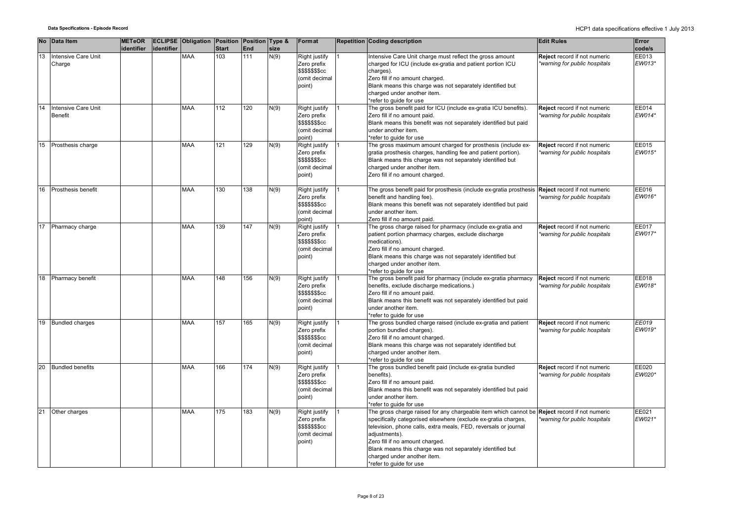| No | Data Item | METeOR identifier | ECLIPSE identifier | Obligation | Position Start | Position End | Type & size | Format | Repetition | Coding description | Edit Rules | Error code/s |
|---|---|---|---|---|---|---|---|---|---|---|---|---|
| 13 | Intensive Care Unit Charge | | | MAA | 103 | 111 | N(9) | Right justify Zero prefix $$$$$$$cc (omit decimal point) | 1 | Intensive Care Unit charge must reflect the gross amount charged for ICU (include ex-gratia and patient portion ICU charges).<br>Zero fill if no amount charged.<br>Blank means this charge was not separately identified but charged under another item.<br>*refer to guide for use | **Reject** record if not numeric<br>*\*warning for public hospitals* | EE013<br>*EW013\** |
| 14 | Intensive Care Unit Benefit | | | MAA | 112 | 120 | N(9) | Right justify Zero prefix $$$$$$$cc (omit decimal point) | 1 | The gross benefit paid for ICU (include ex-gratia ICU benefits).<br>Zero fill if no amount paid.<br>Blank means this benefit was not separately identified but paid under another item.<br>*refer to guide for use | **Reject** record if not numeric<br>*\*warning for public hospitals* | EE014<br>*EW014\** |
| 15 | Prosthesis charge | | | MAA | 121 | 129 | N(9) | Right justify Zero prefix $$$$$$$cc (omit decimal point) | 1 | The gross maximum amount charged for prosthesis (include ex-gratia prosthesis charges, handling fee and patient portion).<br>Blank means this charge was not separately identified but charged under another item.<br>Zero fill if no amount charged. | **Reject** record if not numeric<br>*\*warning for public hospitals* | EE015<br>*EW015\** |
| 16 | Prosthesis benefit | | | MAA | 130 | 138 | N(9) | Right justify Zero prefix $$$$$$$cc (omit decimal point) | 1 | The gross benefit paid for prosthesis (include ex-gratia prosthesis benefit and handling fee).<br>Blank means this benefit was not separately identified but paid under another item.<br>Zero fill if no amount paid. | **Reject** record if not numeric<br>*\*warning for public hospitals* | EE016<br>*EW016\** |
| 17 | Pharmacy charge | | | MAA | 139 | 147 | N(9) | Right justify Zero prefix $$$$$$$cc (omit decimal point) | 1 | The gross charge raised for pharmacy (include ex-gratia and patient portion pharmacy charges, exclude discharge medications).<br>Zero fill if no amount charged.<br>Blank means this charge was not separately identified but charged under another item.<br>*refer to guide for use | **Reject** record if not numeric<br>*\*warning for public hospitals* | EE017<br>*EW017\** |
| 18 | Pharmacy benefit | | | MAA | 148 | 156 | N(9) | Right justify Zero prefix $$$$$$$cc (omit decimal point) | 1 | The gross benefit paid for pharmacy (include ex-gratia pharmacy benefits, exclude discharge medications.)<br>Zero fill if no amount paid.<br>Blank means this benefit was not separately identified but paid under another item.<br>*refer to guide for use | **Reject** record if not numeric<br>*\*warning for public hospitals* | EE018<br>*EW018\** |
| 19 | Bundled charges | | | MAA | 157 | 165 | N(9) | Right justify Zero prefix $$$$$$$cc (omit decimal point) | 1 | The gross bundled charge raised (include ex-gratia and patient portion bundled charges).<br>Zero fill if no amount charged.<br>Blank means this charge was not separately identified but charged under another item.<br>*refer to guide for use | **Reject** record if not numeric<br>*\*warning for public hospitals* | *EE019*<br>*EW019\** |
| 20 | Bundled benefits | | | MAA | 166 | 174 | N(9) | Right justify Zero prefix $$$$$$$cc (omit decimal point) | 1 | The gross bundled benefit paid (include ex-gratia bundled benefits).<br>Zero fill if no amount paid.<br>Blank means this benefit was not separately identified but paid under another item.<br>*refer to guide for use | **Reject** record if not numeric<br>*\*warning for public hospitals* | EE020<br>*EW020\** |
| 21 | Other charges | | | MAA | 175 | 183 | N(9) | Right justify Zero prefix $$$$$$$cc (omit decimal point) | 1 | The gross charge raised for any chargeable item which cannot be specifically categorised elsewhere (exclude ex-gratia charges, television, phone calls, extra meals, FED, reversals or journal adjustments).<br>Zero fill if no amount charged.<br>Blank means this charge was not separately identified but charged under another item.<br>*refer to guide for use | **Reject** record if not numeric<br>*\*warning for public hospitals* | EE021<br>*EW021\** |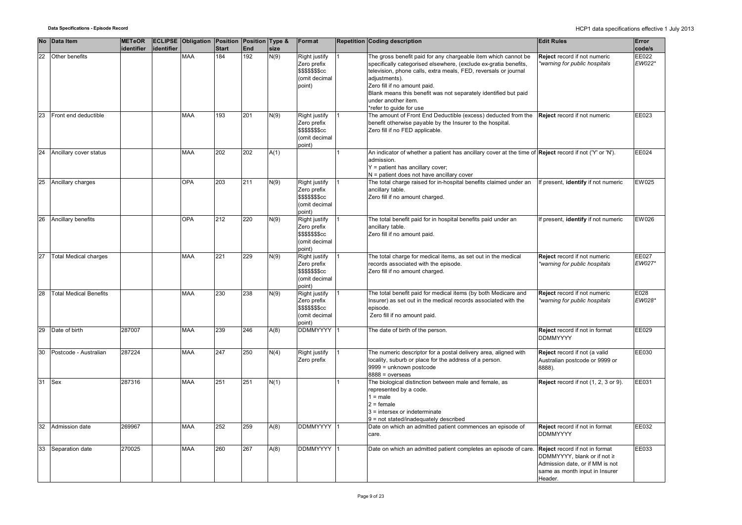| No | Data Item | METeOR identifier | ECLIPSE identifier | Obligation | Position Start | Position End | Type & size | Format | Repetition | Coding description | Edit Rules | Error code/s |
|---|---|---|---|---|---|---|---|---|---|---|---|---|
| 22 | Other benefits | | | MAA | 184 | 192 | N(9) | Right justify Zero prefix $$$$$$$cc (omit decimal point) | 1 | The gross benefit paid for any chargeable item which cannot be specifically categorised elsewhere, (exclude ex-gratia benefits, television, phone calls, extra meals, FED, reversals or journal adjustments).<br>Zero fill if no amount paid.<br>Blank means this benefit was not separately identified but paid under another item.<br>*refer to guide for use | **Reject** record if not numeric<br>*\*warning for public hospitals* | EE022<br>*EW022\** |
| 23 | Front end deductible | | | MAA | 193 | 201 | N(9) | Right justify Zero prefix $$$$$$$cc (omit decimal point) | 1 | The amount of Front End Deductible (excess) deducted from the benefit otherwise payable by the Insurer to the hospital.<br>Zero fill if no FED applicable. | **Reject** record if not numeric | EE023 |
| 24 | Ancillary cover status | | | MAA | 202 | 202 | A(1) | | 1 | An indicator of whether a patient has ancillary cover at the time of admission.<br>Y = patient has ancillary cover;<br>N = patient does not have ancillary cover | **Reject** record if not ('Y' or 'N'). | EE024 |
| 25 | Ancillary charges | | | OPA | 203 | 211 | N(9) | Right justify Zero prefix $$$$$$$cc (omit decimal point) | 1 | The total charge raised for in-hospital benefits claimed under an ancillary table.<br>Zero fill if no amount charged. | If present, **identify** if not numeric | EW025 |
| 26 | Ancillary benefits | | | OPA | 212 | 220 | N(9) | Right justify Zero prefix $$$$$$$cc (omit decimal point) | 1 | The total benefit paid for in hospital benefits paid under an ancillary table.<br>Zero fill if no amount paid. | If present, **identify** if not numeric | EW026 |
| 27 | Total Medical charges | | | MAA | 221 | 229 | N(9) | Right justify Zero prefix $$$$$$$cc (omit decimal point) | 1 | The total charge for medical items, as set out in the medical records associated with the episode.<br>Zero fill if no amount charged. | **Reject** record if not numeric<br>*\*warning for public hospitals* | EE027<br>*EW027\** |
| 28 | Total Medical Benefits | | | MAA | 230 | 238 | N(9) | Right justify Zero prefix $$$$$$$cc (omit decimal point) | 1 | The total benefit paid for medical items (by both Medicare and Insurer) as set out in the medical records associated with the episode.<br>Zero fill if no amount paid. | **Reject** record if not numeric<br>*\*warning for public hospitals* | E028<br>*EW028\** |
| 29 | Date of birth | 287007 | | MAA | 239 | 246 | A(8) | DDMMYYYY | 1 | The date of birth of the person. | **Reject** record if not in format DDMMYYYY | EE029 |
| 30 | Postcode - Australian | 287224 | | MAA | 247 | 250 | N(4) | Right justify Zero prefix | 1 | The numeric descriptor for a postal delivery area, aligned with locality, suburb or place for the address of a person.<br>9999 = unknown postcode<br>8888 = overseas | **Reject** record if not (a valid Australian postcode or 9999 or 8888). | EE030 |
| 31 | Sex | 287316 | | MAA | 251 | 251 | N(1) | | 1 | The biological distinction between male and female, as represented by a code.<br>1 = male<br>2 = female<br>3 = intersex or indeterminate<br>9 = not stated/inadequately described | **Reject** record if not (1, 2, 3 or 9). | EE031 |
| 32 | Admission date | 269967 | | MAA | 252 | 259 | A(8) | DDMMYYYY | 1 | Date on which an admitted patient commences an episode of care. | **Reject** record if not in format DDMMYYYY | EE032 |
| 33 | Separation date | 270025 | | MAA | 260 | 267 | A(8) | DDMMYYYY | 1 | Date on which an admitted patient completes an episode of care. | **Reject** record if not in format DDMMYYYY, blank or if not ≥ Admission date, or if MM is not same as month input in Insurer Header. | EE033 |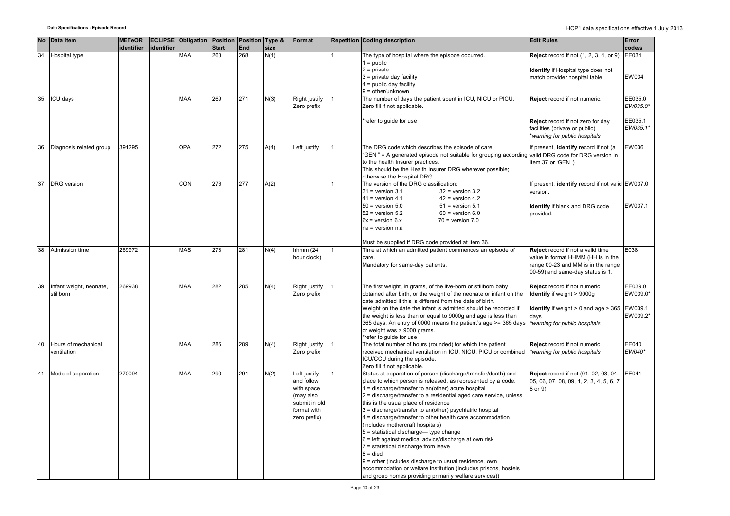| No | Data Item | METeOR identifier | ECLIPSE identifier | Obligation | Position Start | Position End | Type & size | Format | Repetition | Coding description | Edit Rules | Error code/s |
|---|---|---|---|---|---|---|---|---|---|---|---|---|
| 34 | Hospital type | | | MAA | 268 | 268 | N(1) | | 1 | The type of hospital where the episode occurred.<br>1 = public<br>2 = private<br>3 = private day facility<br>4 = public day facility<br>9 = other/unknown | **Reject** record if not (1, 2, 3, 4, or 9).<br><br>**Identify** if Hospital type does not match provider hospital table | EE034<br><br>EW034 |
| 35 | ICU days | | | MAA | 269 | 271 | N(3) | Right justify Zero prefix | 1 | The number of days the patient spent in ICU, NICU or PICU. Zero fill if not applicable.<br><br>*refer to guide for use | **Reject** record if not numeric.<br><br>**Reject** record if not zero for day facilities (private or public)<br>*\*warning for public hospitals* | EE035.0<br>*EW035.0\**<br><br>EE035.1<br>*EW035.1\** |
| 36 | Diagnosis related group | 391295 | | OPA | 272 | 275 | A(4) | Left justify | 1 | The DRG code which describes the episode of care.<br>"GEN " = A generated episode not suitable for grouping according to the health Insurer practices.<br>This should be the Health Insurer DRG wherever possible; otherwise the Hospital DRG. | If present, **identify** record if not (a valid DRG code for DRG version in item 37 or 'GEN ') | EW036 |
| 37 | DRG version | | | CON | 276 | 277 | A(2) | | 1 | The version of the DRG classification:<br>31 = version 3.1 &nbsp;&nbsp; 32 = version 3.2<br>41 = version 4.1 &nbsp;&nbsp; 42 = version 4.2<br>50 = version 5.0 &nbsp;&nbsp; 51 = version 5.1<br>52 = version 5.2 &nbsp;&nbsp; 60 = version 6.0<br>6x = version 6.x &nbsp;&nbsp; 70 = version 7.0<br>na = version n.a<br><br>Must be supplied if DRG code provided at item 36. | If present, **identify** record if not valid version.<br><br>**Identify** if blank and DRG code provided. | EW037.0<br><br>EW037.1 |
| 38 | Admission time | 269972 | | MAS | 278 | 281 | N(4) | hhmm (24 hour clock) | 1 | Time at which an admitted patient commences an episode of care.<br>Mandatory for same-day patients. | **Reject** record if not a valid time value in format HHMM (HH is in the range 00-23 and MM is in the range 00-59) and same-day status is 1. | E038 |
| 39 | Infant weight, neonate, stillborn | 269938 | | MAA | 282 | 285 | N(4) | Right justify Zero prefix | 1 | The first weight, in grams, of the live-born or stillborn baby obtained after birth, or the weight of the neonate or infant on the date admitted if this is different from the date of birth.<br>Weight on the date the infant is admitted should be recorded if the weight is less than or equal to 9000g and age is less than 365 days. An entry of 0000 means the patient's age >= 365 days or weight was > 9000 grams.<br>*refer to guide for use | **Reject** record if not numeric<br>**Identify** if weight > 9000g<br><br>**Identify** if weight > 0 and age > 365 days<br>*\*warning for public hospitals* | EE039.0<br>EW039.0\*<br><br>EW039.1<br>EW039.2\* |
| 40 | Hours of mechanical ventilation | | | MAA | 286 | 289 | N(4) | Right justify Zero prefix | 1 | The total number of hours (rounded) for which the patient received mechanical ventilation in ICU, NICU, PICU or combined ICU/CCU during the episode.<br>Zero fill if not applicable. | **Reject** record if not numeric<br>*\*warning for public hospitals* | EE040<br>*EW040\** |
| 41 | Mode of separation | 270094 | | MAA | 290 | 291 | N(2) | Left justify and follow with space (may also submit in old format with zero prefix) | 1 | Status at separation of person (discharge/transfer/death) and place to which person is released, as represented by a code.<br>1 = discharge/transfer to an(other) acute hospital<br>2 = discharge/transfer to a residential aged care service, unless this is the usual place of residence<br>3 = discharge/transfer to an(other) psychiatric hospital<br>4 = discharge/transfer to other health care accommodation (includes mothercraft hospitals)<br>5 = statistical discharge— type change<br>6 = left against medical advice/discharge at own risk<br>7 = statistical discharge from leave<br>8 = died<br>9 = other (includes discharge to usual residence, own accommodation or welfare institution (includes prisons, hostels and group homes providing primarily welfare services)) | **Reject** record if not (01, 02, 03, 04, 05, 06, 07, 08, 09, 1, 2, 3, 4, 5, 6, 7, 8 or 9). | EE041 |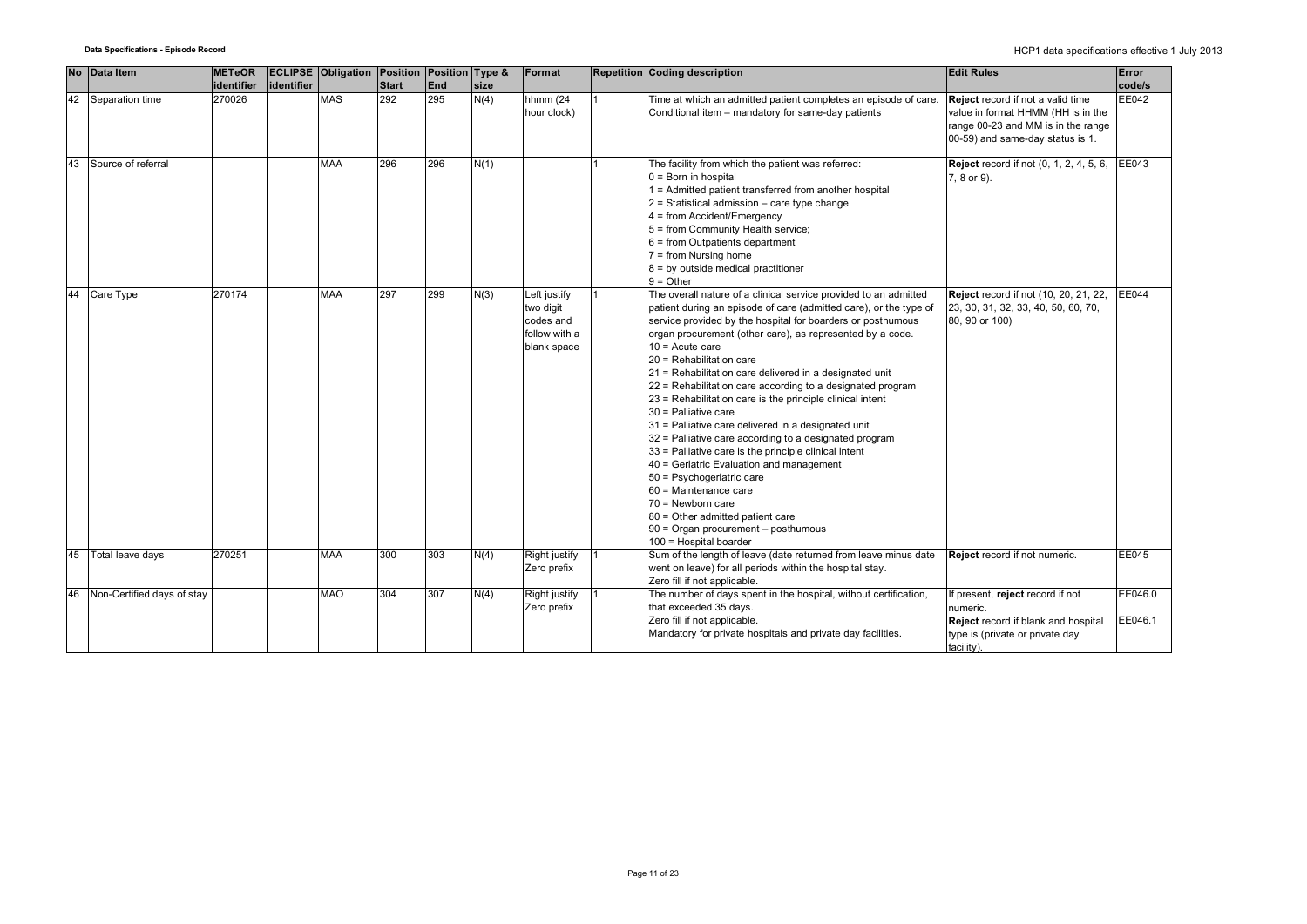| No | Data Item | METeOR identifier | ECLIPSE identifier | Obligation | Position Start | Position End | Type & size | Format | Repetition | Coding description | Edit Rules | Error code/s |
|---|---|---|---|---|---|---|---|---|---|---|---|---|
| 42 | Separation time | 270026 | | MAS | 292 | 295 | N(4) | hhmm (24 hour clock) | 1 | Time at which an admitted patient completes an episode of care. Conditional item – mandatory for same-day patients | **Reject** record if not a valid time value in format HHMM (HH is in the range 00-23 and MM is in the range 00-59) and same-day status is 1. | EE042 |
| 43 | Source of referral | | | MAA | 296 | 296 | N(1) | | 1 | The facility from which the patient was referred:<br>0 = Born in hospital<br>1 = Admitted patient transferred from another hospital<br>2 = Statistical admission – care type change<br>4 = from Accident/Emergency<br>5 = from Community Health service;<br>6 = from Outpatients department<br>7 = from Nursing home<br>8 = by outside medical practitioner<br>9 = Other | **Reject** record if not (0, 1, 2, 4, 5, 6, 7, 8 or 9). | EE043 |
| 44 | Care Type | 270174 | | MAA | 297 | 299 | N(3) | Left justify two digit codes and follow with a blank space | 1 | The overall nature of a clinical service provided to an admitted patient during an episode of care (admitted care), or the type of service provided by the hospital for boarders or posthumous organ procurement (other care), as represented by a code.<br>10 = Acute care<br>20 = Rehabilitation care<br>21 = Rehabilitation care delivered in a designated unit<br>22 = Rehabilitation care according to a designated program<br>23 = Rehabilitation care is the principle clinical intent<br>30 = Palliative care<br>31 = Palliative care delivered in a designated unit<br>32 = Palliative care according to a designated program<br>33 = Palliative care is the principle clinical intent<br>40 = Geriatric Evaluation and management<br>50 = Psychogeriatric care<br>60 = Maintenance care<br>70 = Newborn care<br>80 = Other admitted patient care<br>90 = Organ procurement – posthumous<br>100 = Hospital boarder | **Reject** record if not (10, 20, 21, 22, 23, 30, 31, 32, 33, 40, 50, 60, 70, 80, 90 or 100) | EE044 |
| 45 | Total leave days | 270251 | | MAA | 300 | 303 | N(4) | Right justify Zero prefix | 1 | Sum of the length of leave (date returned from leave minus date went on leave) for all periods within the hospital stay.<br>Zero fill if not applicable. | **Reject** record if not numeric. | EE045 |
| 46 | Non-Certified days of stay | | | MAO | 304 | 307 | N(4) | Right justify Zero prefix | 1 | The number of days spent in the hospital, without certification, that exceeded 35 days.<br>Zero fill if not applicable.<br>Mandatory for private hospitals and private day facilities. | If present, **reject** record if not numeric.<br>**Reject** record if blank and hospital type is (private or private day facility). | EE046.0<br>EE046.1 |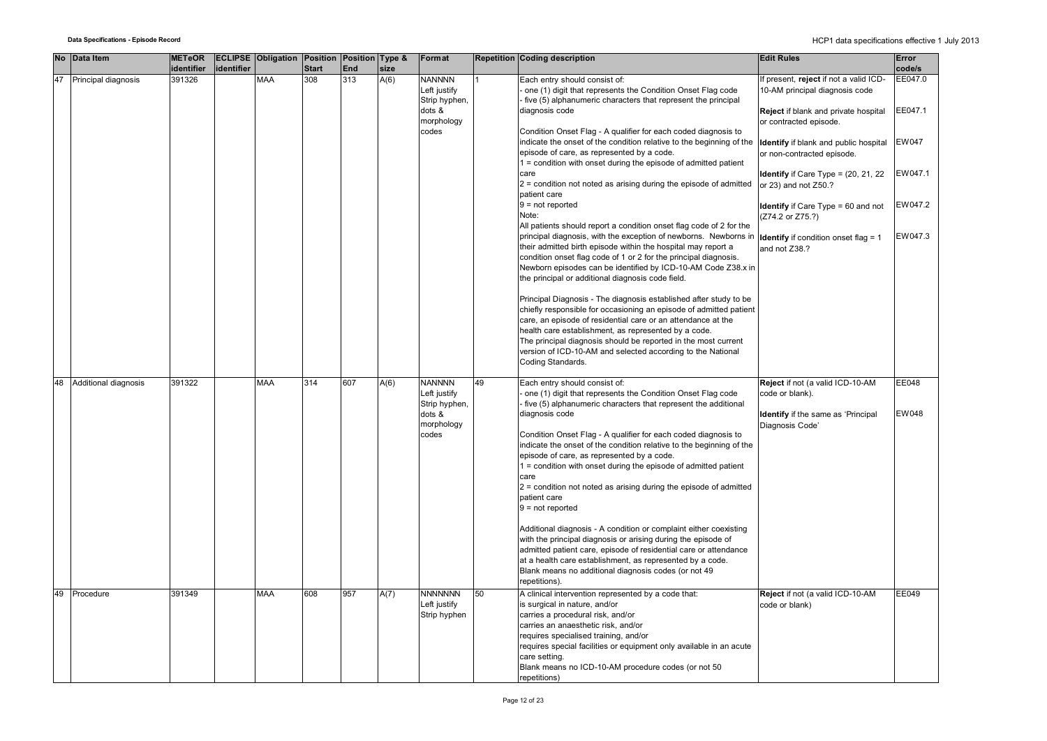| No | Data Item | METeOR identifier | ECLIPSE identifier | Obligation | Position Start | Position End | Type & size | Format | Repetition | Coding description | Edit Rules | Error code/s |
|---|---|---|---|---|---|---|---|---|---|---|---|---|
| 47 | Principal diagnosis | 391326 | | MAA | 308 | 313 | A(6) | NANNNN Left justify Strip hyphen, dots & morphology codes | 1 | Each entry should consist of:<br>- one (1) digit that represents the Condition Onset Flag code<br>- five (5) alphanumeric characters that represent the principal diagnosis code<br><br>Condition Onset Flag - A qualifier for each coded diagnosis to indicate the onset of the condition relative to the beginning of the episode of care, as represented by a code.<br>1 = condition with onset during the episode of admitted patient care<br>2 = condition not noted as arising during the episode of admitted patient care<br>9 = not reported<br>Note:<br>All patients should report a condition onset flag code of 2 for the principal diagnosis, with the exception of newborns. Newborns in their admitted birth episode within the hospital may report a condition onset flag code of 1 or 2 for the principal diagnosis. Newborn episodes can be identified by ICD-10-AM Code Z38.x in the principal or additional diagnosis code field.<br><br>Principal Diagnosis - The diagnosis established after study to be chiefly responsible for occasioning an episode of admitted patient care, an episode of residential care or an attendance at the health care establishment, as represented by a code.<br>The principal diagnosis should be reported in the most current version of ICD-10-AM and selected according to the National Coding Standards. | If present, **reject** if not a valid ICD-10-AM principal diagnosis code<br><br>**Reject** if blank and private hospital or contracted episode.<br><br>**Identify** if blank and public hospital or non-contracted episode.<br><br>**Identify** if Care Type = (20, 21, 22 or 23) and not Z50.?<br><br>**Identify** if Care Type = 60 and not (Z74.2 or Z75.?)<br><br>**Identify** if condition onset flag = 1 and not Z38.? | EE047.0<br><br>EE047.1<br><br>EW047<br><br>EW047.1<br><br>EW047.2<br><br>EW047.3 |
| 48 | Additional diagnosis | 391322 | | MAA | 314 | 607 | A(6) | NANNNN Left justify Strip hyphen, dots & morphology codes | 49 | Each entry should consist of:<br>- one (1) digit that represents the Condition Onset Flag code<br>- five (5) alphanumeric characters that represent the additional diagnosis code<br><br>Condition Onset Flag - A qualifier for each coded diagnosis to indicate the onset of the condition relative to the beginning of the episode of care, as represented by a code.<br>1 = condition with onset during the episode of admitted patient care<br>2 = condition not noted as arising during the episode of admitted patient care<br>9 = not reported<br><br>Additional diagnosis - A condition or complaint either coexisting with the principal diagnosis or arising during the episode of admitted patient care, episode of residential care or attendance at a health care establishment, as represented by a code.<br>Blank means no additional diagnosis codes (or not 49 repetitions). | **Reject** if not (a valid ICD-10-AM code or blank).<br><br>**Identify** if the same as 'Principal Diagnosis Code' | EE048<br><br>EW048 |
| 49 | Procedure | 391349 | | MAA | 608 | 957 | A(7) | NNNNNNN Left justify Strip hyphen | 50 | A clinical intervention represented by a code that:<br>is surgical in nature, and/or<br>carries a procedural risk, and/or<br>carries an anaesthetic risk, and/or<br>requires specialised training, and/or<br>requires special facilities or equipment only available in an acute care setting.<br>Blank means no ICD-10-AM procedure codes (or not 50 repetitions) | **Reject** if not (a valid ICD-10-AM code or blank) | EE049 |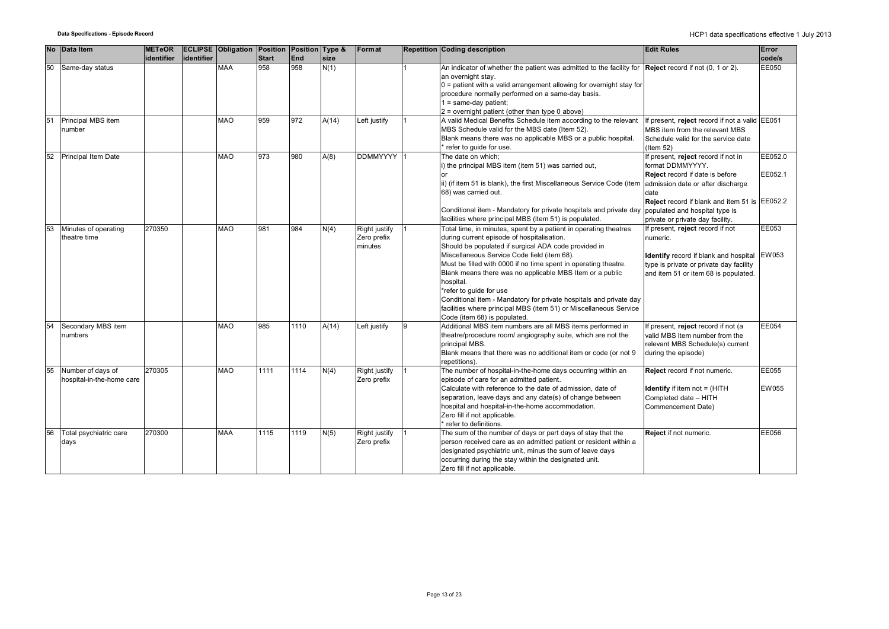| No | Data Item | METeOR identifier | ECLIPSE identifier | Obligation | Position Start | Position End | Type & size | Format | Repetition | Coding description | Edit Rules | Error code/s |
|---|---|---|---|---|---|---|---|---|---|---|---|---|
| 50 | Same-day status | | | MAA | 958 | 958 | N(1) | | 1 | An indicator of whether the patient was admitted to the facility for an overnight stay.<br>0 = patient with a valid arrangement allowing for overnight stay for procedure normally performed on a same-day basis.<br>1 = same-day patient;<br>2 = overnight patient (other than type 0 above) | **Reject** record if not (0, 1 or 2). | EE050 |
| 51 | Principal MBS item number | | | MAO | 959 | 972 | A(14) | Left justify | 1 | A valid Medical Benefits Schedule item according to the relevant MBS Schedule valid for the MBS date (Item 52).<br>Blank means there was no applicable MBS or a public hospital.<br>* refer to guide for use. | If present, **reject** record if not a valid MBS item from the relevant MBS Schedule valid for the service date (Item 52) | EE051 |
| 52 | Principal Item Date | | | MAO | 973 | 980 | A(8) | DDMMYYYY | 1 | The date on which;<br>i) the principal MBS item (item 51) was carried out,<br>or<br>ii) (if item 51 is blank), the first Miscellaneous Service Code (item 68) was carried out.<br><br>Conditional item - Mandatory for private hospitals and private day facilities where principal MBS (item 51) is populated. | If present, **reject** record if not in format DDMMYYYY.<br>**Reject** record if date is before admission date or after discharge date<br>**Reject** record if blank and item 51 is populated and hospital type is private or private day facility. | EE052.0<br>EE052.1<br><br>EE052.2 |
| 53 | Minutes of operating theatre time | 270350 | | MAO | 981 | 984 | N(4) | Right justify Zero prefix minutes | 1 | Total time, in minutes, spent by a patient in operating theatres during current episode of hospitalisation.<br>Should be populated if surgical ADA code provided in Miscellaneous Service Code field (item 68).<br>Must be filled with 0000 if no time spent in operating theatre.<br>Blank means there was no applicable MBS Item or a public hospital.<br>*refer to guide for use<br>Conditional item - Mandatory for private hospitals and private day facilities where principal MBS (item 51) or Miscellaneous Service Code (item 68) is populated. | If present, **reject** record if not numeric.<br><br>**Identify** record if blank and hospital type is private or private day facility and item 51 or item 68 is populated. | EE053<br><br>EW053 |
| 54 | Secondary MBS item numbers | | | MAO | 985 | 1110 | A(14) | Left justify | 9 | Additional MBS item numbers are all MBS items performed in theatre/procedure room/ angiography suite, which are not the principal MBS.<br>Blank means that there was no additional item or code (or not 9 repetitions). | If present, **reject** record if not (a valid MBS item number from the relevant MBS Schedule(s) current during the episode) | EE054 |
| 55 | Number of days of hospital-in-the-home care | 270305 | | MAO | 1111 | 1114 | N(4) | Right justify Zero prefix | 1 | The number of hospital-in-the-home days occurring within an episode of care for an admitted patient.<br>Calculate with reference to the date of admission, date of separation, leave days and any date(s) of change between hospital and hospital-in-the-home accommodation.<br>Zero fill if not applicable.<br>* refer to definitions. | **Reject** record if not numeric.<br><br>**Identify** if item not = (HITH Completed date – HITH Commencement Date) | EE055<br><br>EW055 |
| 56 | Total psychiatric care days | 270300 | | MAA | 1115 | 1119 | N(5) | Right justify Zero prefix | 1 | The sum of the number of days or part days of stay that the person received care as an admitted patient or resident within a designated psychiatric unit, minus the sum of leave days occurring during the stay within the designated unit.<br>Zero fill if not applicable. | **Reject** if not numeric. | EE056 |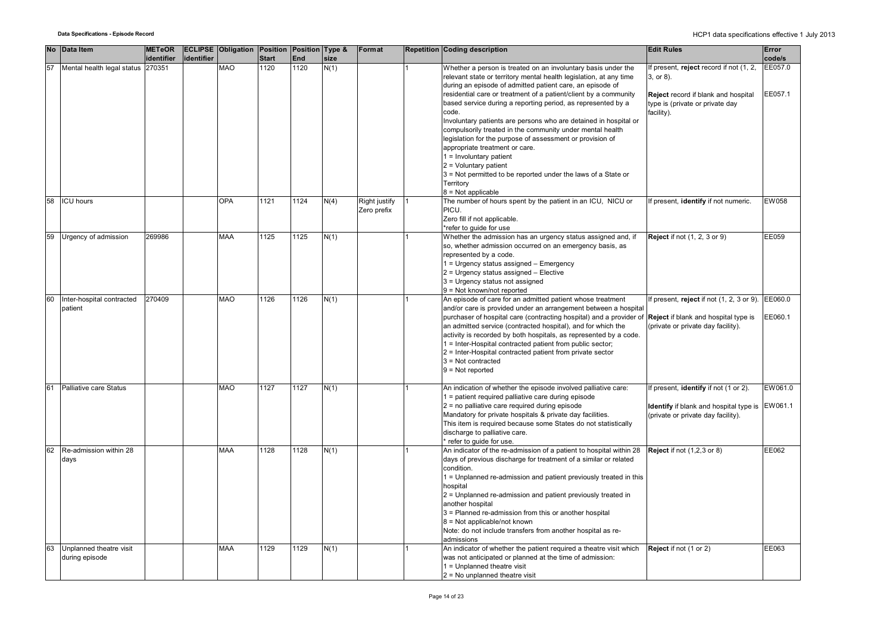| No | Data Item | METeOR identifier | ECLIPSE identifier | Obligation | Position Start | Position End | Type & size | Format | Repetition | Coding description | Edit Rules | Error code/s |
|---|---|---|---|---|---|---|---|---|---|---|---|---|
| 57 | Mental health legal status | 270351 | | MAO | 1120 | 1120 | N(1) | | 1 | Whether a person is treated on an involuntary basis under the relevant state or territory mental health legislation, at any time during an episode of admitted patient care, an episode of residential care or treatment of a patient/client by a community based service during a reporting period, as represented by a code.<br>Involuntary patients are persons who are detained in hospital or compulsorily treated in the community under mental health legislation for the purpose of assessment or provision of appropriate treatment or care.<br>1 = Involuntary patient<br>2 = Voluntary patient<br>3 = Not permitted to be reported under the laws of a State or Territory<br>8 = Not applicable | If present, **reject** record if not (1, 2, 3, or 8).<br><br>**Reject** record if blank and hospital type is (private or private day facility). | EE057.0<br><br>EE057.1 |
| 58 | ICU hours | | | OPA | 1121 | 1124 | N(4) | Right justify Zero prefix | 1 | The number of hours spent by the patient in an ICU, NICU or PICU.<br>Zero fill if not applicable.<br>*refer to guide for use | If present, **identify** if not numeric. | EW058 |
| 59 | Urgency of admission | 269986 | | MAA | 1125 | 1125 | N(1) | | 1 | Whether the admission has an urgency status assigned and, if so, whether admission occurred on an emergency basis, as represented by a code.<br>1 = Urgency status assigned – Emergency<br>2 = Urgency status assigned – Elective<br>3 = Urgency status not assigned<br>9 = Not known/not reported | **Reject** if not (1, 2, 3 or 9) | EE059 |
| 60 | Inter-hospital contracted patient | 270409 | | MAO | 1126 | 1126 | N(1) | | 1 | An episode of care for an admitted patient whose treatment and/or care is provided under an arrangement between a hospital purchaser of hospital care (contracting hospital) and a provider of an admitted service (contracted hospital), and for which the activity is recorded by both hospitals, as represented by a code.<br>1 = Inter-Hospital contracted patient from public sector;<br>2 = Inter-Hospital contracted patient from private sector<br>3 = Not contracted<br>9 = Not reported | If present, **reject** if not (1, 2, 3 or 9).<br>**Reject** if blank and hospital type is (private or private day facility). | EE060.0<br><br>EE060.1 |
| 61 | Palliative care Status | | | MAO | 1127 | 1127 | N(1) | | 1 | An indication of whether the episode involved palliative care:<br>1 = patient required palliative care during episode<br>2 = no palliative care required during episode<br>Mandatory for private hospitals & private day facilities.<br>This item is required because some States do not statistically discharge to palliative care.<br>* refer to guide for use. | If present, **identify** if not (1 or 2).<br><br>**Identify** if blank and hospital type is (private or private day facility). | EW061.0<br><br>EW061.1 |
| 62 | Re-admission within 28 days | | | MAA | 1128 | 1128 | N(1) | | 1 | An indicator of the re-admission of a patient to hospital within 28 days of previous discharge for treatment of a similar or related condition.<br>1 = Unplanned re-admission and patient previously treated in this hospital<br>2 = Unplanned re-admission and patient previously treated in another hospital<br>3 = Planned re-admission from this or another hospital<br>8 = Not applicable/not known<br>Note: do not include transfers from another hospital as re-admissions | **Reject** if not (1,2,3 or 8) | EE062 |
| 63 | Unplanned theatre visit during episode | | | MAA | 1129 | 1129 | N(1) | | 1 | An indicator of whether the patient required a theatre visit which was not anticipated or planned at the time of admission:<br>1 = Unplanned theatre visit<br>2 = No unplanned theatre visit | **Reject** if not (1 or 2) | EE063 |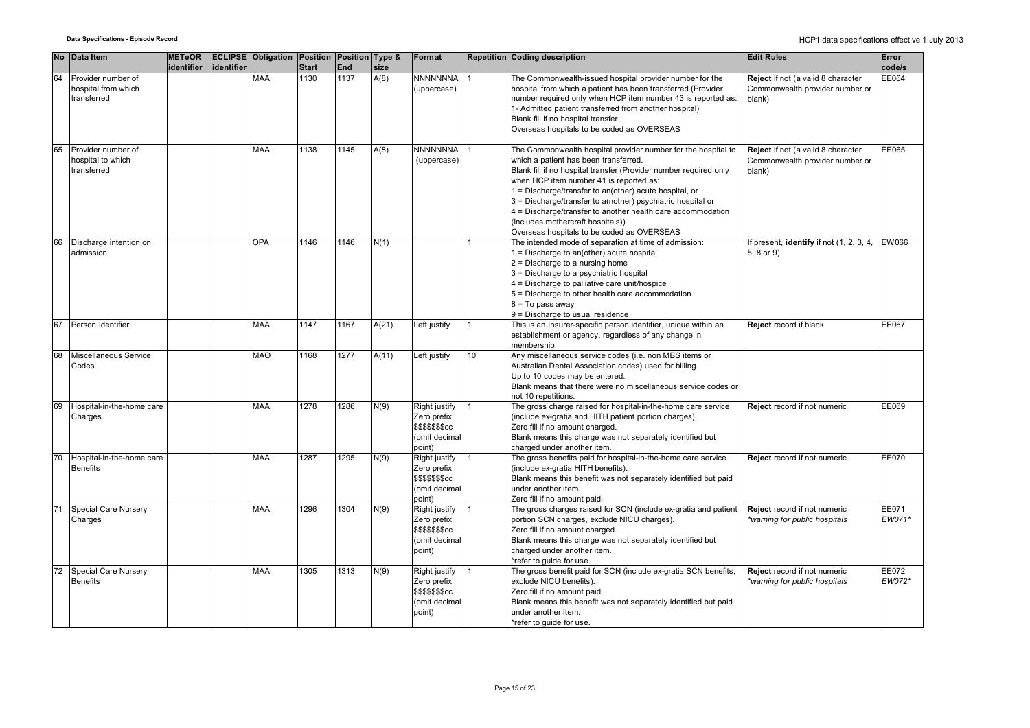| No | Data Item | METeOR identifier | ECLIPSE identifier | Obligation | Position Start | Position End | Type & size | Format | Repetition | Coding description | Edit Rules | Error code/s |
|---|---|---|---|---|---|---|---|---|---|---|---|---|
| 64 | Provider number of hospital from which transferred | | | MAA | 1130 | 1137 | A(8) | NNNNNNNA (uppercase) | 1 | The Commonwealth-issued hospital provider number for the hospital from which a patient has been transferred (Provider number required only when HCP item number 43 is reported as: 1- Admitted patient transferred from another hospital)<br>Blank fill if no hospital transfer.<br>Overseas hospitals to be coded as OVERSEAS | **Reject** if not (a valid 8 character Commonwealth provider number or blank) | EE064 |
| 65 | Provider number of hospital to which transferred | | | MAA | 1138 | 1145 | A(8) | NNNNNNNA (uppercase) | 1 | The Commonwealth hospital provider number for the hospital to which a patient has been transferred.<br>Blank fill if no hospital transfer (Provider number required only when HCP item number 41 is reported as:<br>1 = Discharge/transfer to an(other) acute hospital, or<br>3 = Discharge/transfer to a(nother) psychiatric hospital or<br>4 = Discharge/transfer to another health care accommodation (includes mothercraft hospitals))<br>Overseas hospitals to be coded as OVERSEAS | **Reject** if not (a valid 8 character Commonwealth provider number or blank) | EE065 |
| 66 | Discharge intention on admission | | | OPA | 1146 | 1146 | N(1) | | 1 | The intended mode of separation at time of admission:<br>1 = Discharge to an(other) acute hospital<br>2 = Discharge to a nursing home<br>3 = Discharge to a psychiatric hospital<br>4 = Discharge to palliative care unit/hospice<br>5 = Discharge to other health care accommodation<br>8 = To pass away<br>9 = Discharge to usual residence | If present, **identify** if not (1, 2, 3, 4, 5, 8 or 9) | EW066 |
| 67 | Person Identifier | | | MAA | 1147 | 1167 | A(21) | Left justify | 1 | This is an Insurer-specific person identifier, unique within an establishment or agency, regardless of any change in membership. | **Reject** record if blank | EE067 |
| 68 | Miscellaneous Service Codes | | | MAO | 1168 | 1277 | A(11) | Left justify | 10 | Any miscellaneous service codes (i.e. non MBS items or Australian Dental Association codes) used for billing.<br>Up to 10 codes may be entered.<br>Blank means that there were no miscellaneous service codes or not 10 repetitions. | | |
| 69 | Hospital-in-the-home care Charges | | | MAA | 1278 | 1286 | N(9) | Right justify Zero prefix $$$$$$$cc (omit decimal point) | 1 | The gross charge raised for hospital-in-the-home care service (include ex-gratia and HITH patient portion charges).<br>Zero fill if no amount charged.<br>Blank means this charge was not separately identified but charged under another item. | **Reject** record if not numeric | EE069 |
| 70 | Hospital-in-the-home care Benefits | | | MAA | 1287 | 1295 | N(9) | Right justify Zero prefix $$$$$$$cc (omit decimal point) | 1 | The gross benefits paid for hospital-in-the-home care service (include ex-gratia HITH benefits).<br>Blank means this benefit was not separately identified but paid under another item.<br>Zero fill if no amount paid. | **Reject** record if not numeric | EE070 |
| 71 | Special Care Nursery Charges | | | MAA | 1296 | 1304 | N(9) | Right justify Zero prefix $$$$$$$cc (omit decimal point) | 1 | The gross charges raised for SCN (include ex-gratia and patient portion SCN charges, exclude NICU charges).<br>Zero fill if no amount charged.<br>Blank means this charge was not separately identified but charged under another item.<br>*refer to guide for use. | **Reject** record if not numeric<br>*warning for public hospitals* | EE071<br>*EW071** |
| 72 | Special Care Nursery Benefits | | | MAA | 1305 | 1313 | N(9) | Right justify Zero prefix $$$$$$$cc (omit decimal point) | 1 | The gross benefit paid for SCN (include ex-gratia SCN benefits, exclude NICU benefits).<br>Zero fill if no amount paid.<br>Blank means this benefit was not separately identified but paid under another item.<br>*refer to guide for use. | **Reject** record if not numeric<br>*warning for public hospitals* | EE072<br>*EW072** |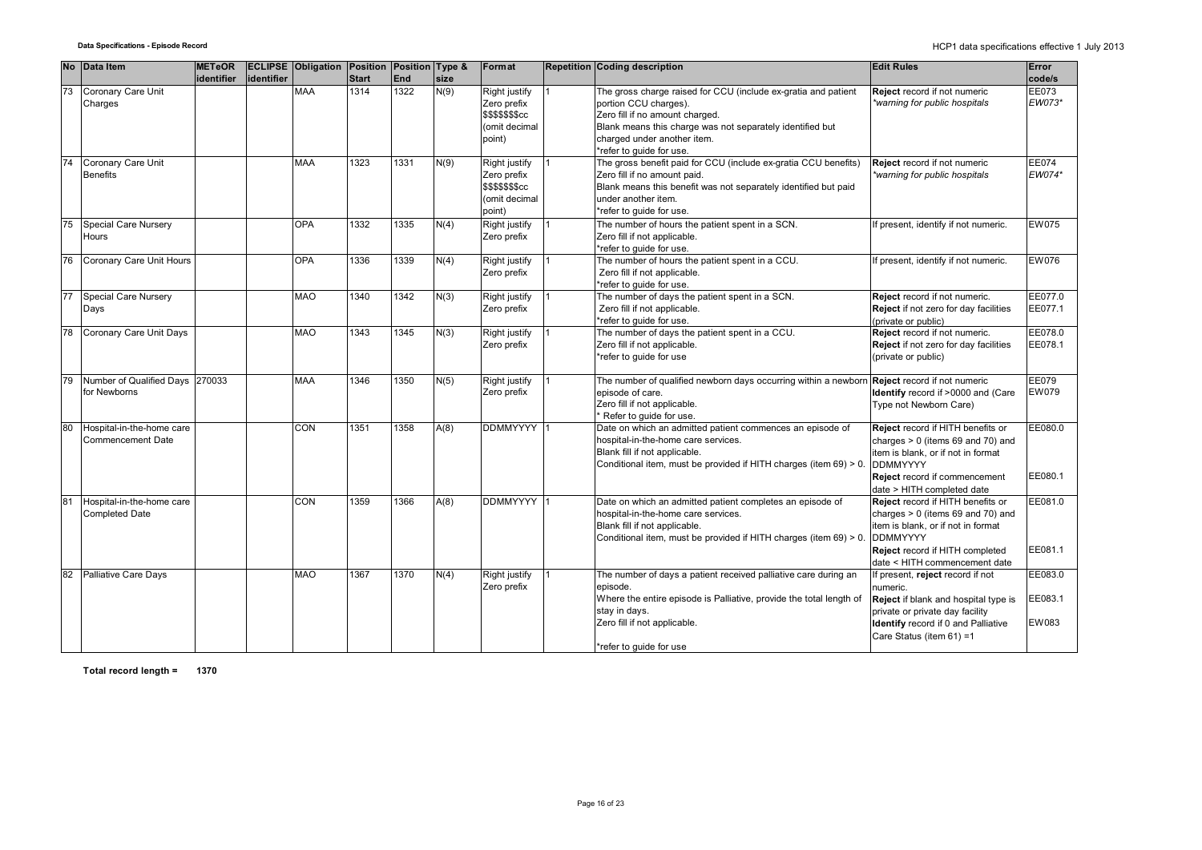| No | Data Item | METeOR identifier | ECLIPSE identifier | Obligation | Position Start | Position End | Type & size | Format | Repetition | Coding description | Edit Rules | Error code/s |
|---|---|---|---|---|---|---|---|---|---|---|---|---|
| 73 | Coronary Care Unit Charges | | | MAA | 1314 | 1322 | N(9) | Right justify Zero prefix $$$$$$$cc (omit decimal point) | 1 | The gross charge raised for CCU (include ex-gratia and patient portion CCU charges). Zero fill if no amount charged. Blank means this charge was not separately identified but charged under another item. *refer to guide for use. | **Reject** record if not numeric *\*warning for public hospitals* | EE073 *EW073\** |
| 74 | Coronary Care Unit Benefits | | | MAA | 1323 | 1331 | N(9) | Right justify Zero prefix $$$$$$$cc (omit decimal point) | 1 | The gross benefit paid for CCU (include ex-gratia CCU benefits) Zero fill if no amount paid. Blank means this benefit was not separately identified but paid under another item. *refer to guide for use. | **Reject** record if not numeric *\*warning for public hospitals* | EE074 *EW074\** |
| 75 | Special Care Nursery Hours | | | OPA | 1332 | 1335 | N(4) | Right justify Zero prefix | 1 | The number of hours the patient spent in a SCN. Zero fill if not applicable. *refer to guide for use. | If present, identify if not numeric. | EW075 |
| 76 | Coronary Care Unit Hours | | | OPA | 1336 | 1339 | N(4) | Right justify Zero prefix | 1 | The number of hours the patient spent in a CCU. Zero fill if not applicable. *refer to guide for use. | If present, identify if not numeric. | EW076 |
| 77 | Special Care Nursery Days | | | MAO | 1340 | 1342 | N(3) | Right justify Zero prefix | 1 | The number of days the patient spent in a SCN. Zero fill if not applicable. *refer to guide for use. | **Reject** record if not numeric. **Reject** if not zero for day facilities (private or public) | EE077.0 EE077.1 |
| 78 | Coronary Care Unit Days | | | MAO | 1343 | 1345 | N(3) | Right justify Zero prefix | 1 | The number of days the patient spent in a CCU. Zero fill if not applicable. *refer to guide for use | **Reject** record if not numeric. **Reject** if not zero for day facilities (private or public) | EE078.0 EE078.1 |
| 79 | Number of Qualified Days for Newborns | 270033 | | MAA | 1346 | 1350 | N(5) | Right justify Zero prefix | 1 | The number of qualified newborn days occurring within a newborn episode of care. Zero fill if not applicable. * Refer to guide for use. | **Reject** record if not numeric **Identify** record if >0000 and (Care Type not Newborn Care) | EE079 EW079 |
| 80 | Hospital-in-the-home care Commencement Date | | | CON | 1351 | 1358 | A(8) | DDMMYYYY | 1 | Date on which an admitted patient commences an episode of hospital-in-the-home care services. Blank fill if not applicable. Conditional item, must be provided if HITH charges (item 69) > 0. | **Reject** record if HITH benefits or charges > 0 (items 69 and 70) and item is blank, or if not in format DDMMYYYY **Reject** record if commencement date > HITH completed date | EE080.0 EE080.1 |
| 81 | Hospital-in-the-home care Completed Date | | | CON | 1359 | 1366 | A(8) | DDMMYYYY | 1 | Date on which an admitted patient completes an episode of hospital-in-the-home care services. Blank fill if not applicable. Conditional item, must be provided if HITH charges (item 69) > 0. | **Reject** record if HITH benefits or charges > 0 (items 69 and 70) and item is blank, or if not in format DDMMYYYY **Reject** record if HITH completed date < HITH commencement date | EE081.0 EE081.1 |
| 82 | Palliative Care Days | | | MAO | 1367 | 1370 | N(4) | Right justify Zero prefix | 1 | The number of days a patient received palliative care during an episode. Where the entire episode is Palliative, provide the total length of stay in days. Zero fill if not applicable. *refer to guide for use | If present, **reject** record if not numeric. **Reject** if blank and hospital type is private or private day facility **Identify** record if 0 and Palliative Care Status (item 61) =1 | EE083.0 EE083.1 EW083 |

**Total record length = 1370**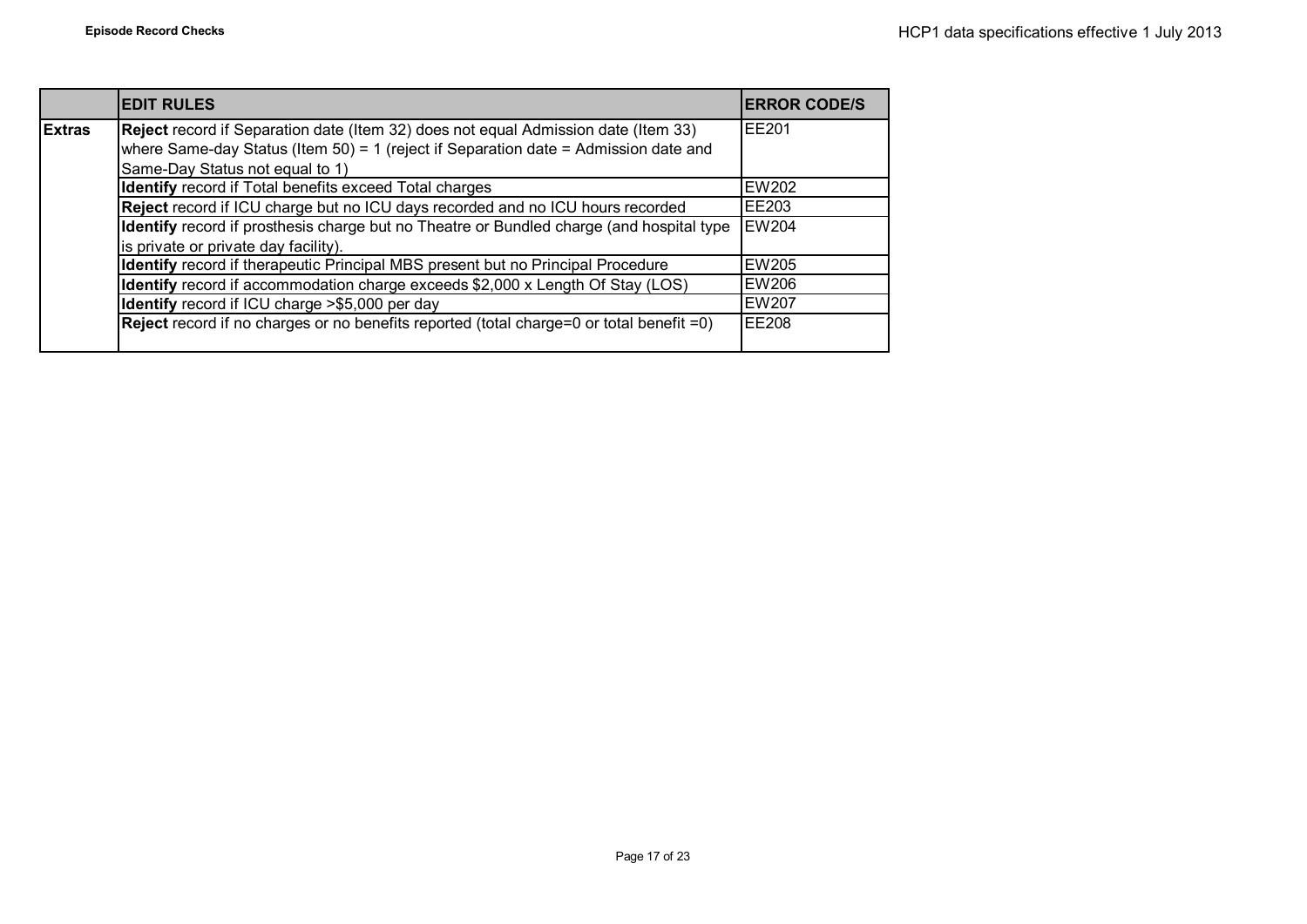|  | **EDIT RULES** | **ERROR CODE/S** |
|---|---|---|
| **Extras** | **Reject** record if Separation date (Item 32) does not equal Admission date (Item 33) where Same-day Status (Item 50) = 1 (reject if Separation date = Admission date and Same-Day Status not equal to 1) | EE201 |
|  | **Identify** record if Total benefits exceed Total charges | EW202 |
|  | **Reject** record if ICU charge but no ICU days recorded and no ICU hours recorded | EE203 |
|  | **Identify** record if prosthesis charge but no Theatre or Bundled charge (and hospital type is private or private day facility). | EW204 |
|  | **Identify** record if therapeutic Principal MBS present but no Principal Procedure | EW205 |
|  | **Identify** record if accommodation charge exceeds $2,000 x Length Of Stay (LOS) | EW206 |
|  | **Identify** record if ICU charge >$5,000 per day | EW207 |
|  | **Reject** record if no charges or no benefits reported (total charge=0 or total benefit =0) | EE208 |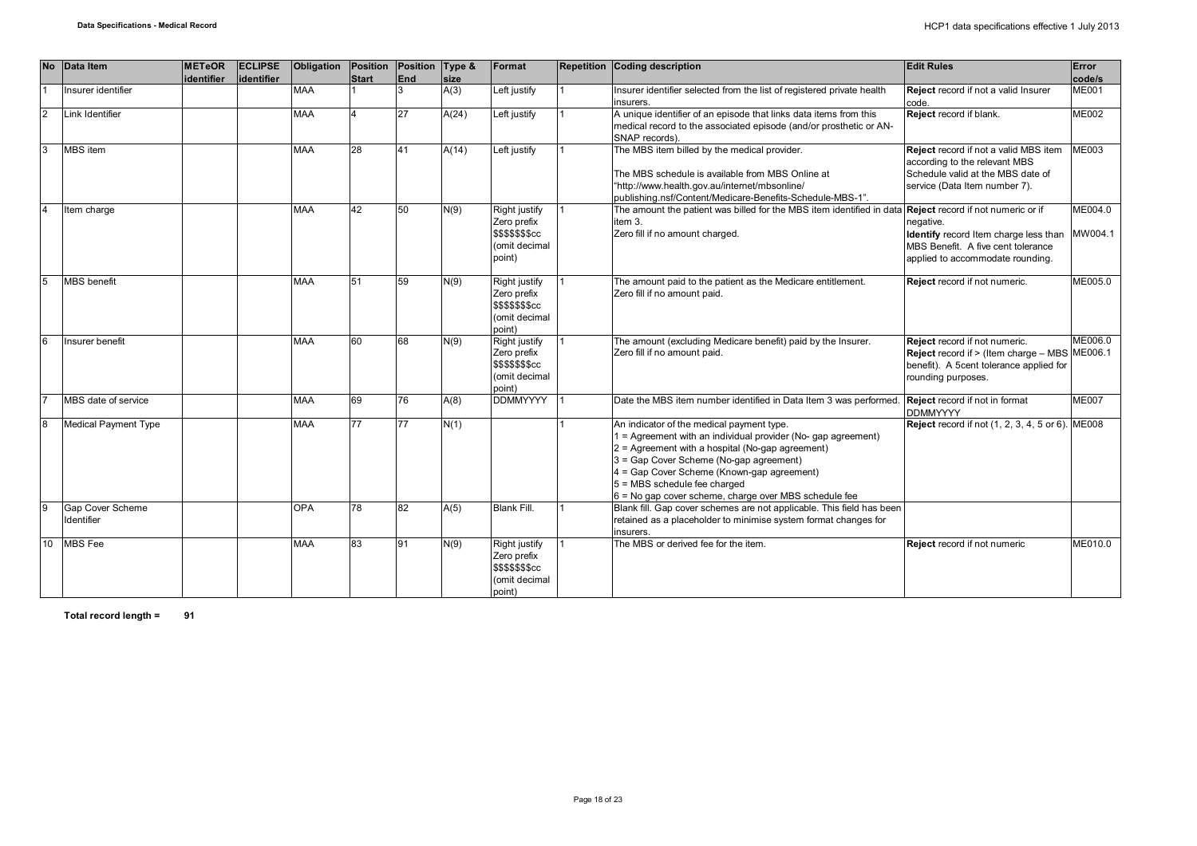| No | Data Item | METeOR identifier | ECLIPSE identifier | Obligation | Position Start | Position End | Type & size | Format | Repetition | Coding description | Edit Rules | Error code/s |
|---|---|---|---|---|---|---|---|---|---|---|---|---|
| 1 | Insurer identifier | | | MAA | 1 | 3 | A(3) | Left justify | 1 | Insurer identifier selected from the list of registered private health insurers. | **Reject** record if not a valid Insurer code. | ME001 |
| 2 | Link Identifier | | | MAA | 4 | 27 | A(24) | Left justify | 1 | A unique identifier of an episode that links data items from this medical record to the associated episode (and/or prosthetic or AN-SNAP records). | **Reject** record if blank. | ME002 |
| 3 | MBS item | | | MAA | 28 | 41 | A(14) | Left justify | 1 | The MBS item billed by the medical provider.<br><br>The MBS schedule is available from MBS Online at "http://www.health.gov.au/internet/mbsonline/ publishing.nsf/Content/Medicare-Benefits-Schedule-MBS-1". | **Reject** record if not a valid MBS item according to the relevant MBS Schedule valid at the MBS date of service (Data Item number 7). | ME003 |
| 4 | Item charge | | | MAA | 42 | 50 | N(9) | Right justify Zero prefix $$$$$$$cc (omit decimal point) | 1 | The amount the patient was billed for the MBS item identified in data item 3.<br>Zero fill if no amount charged. | **Reject** record if not numeric or if negative.<br>**Identify** record Item charge less than MBS Benefit. A five cent tolerance applied to accommodate rounding. | ME004.0<br>MW004.1 |
| 5 | MBS benefit | | | MAA | 51 | 59 | N(9) | Right justify Zero prefix $$$$$$$cc (omit decimal point) | 1 | The amount paid to the patient as the Medicare entitlement.<br>Zero fill if no amount paid. | **Reject** record if not numeric. | ME005.0 |
| 6 | Insurer benefit | | | MAA | 60 | 68 | N(9) | Right justify Zero prefix $$$$$$$cc (omit decimal point) | 1 | The amount (excluding Medicare benefit) paid by the Insurer.<br>Zero fill if no amount paid. | **Reject** record if not numeric.<br>**Reject** record if > (Item charge – MBS benefit). A 5cent tolerance applied for rounding purposes. | ME006.0<br>ME006.1 |
| 7 | MBS date of service | | | MAA | 69 | 76 | A(8) | DDMMYYYY | 1 | Date the MBS item number identified in Data Item 3 was performed. | **Reject** record if not in format DDMMYYYY | ME007 |
| 8 | Medical Payment Type | | | MAA | 77 | 77 | N(1) | | 1 | An indicator of the medical payment type.<br>1 = Agreement with an individual provider (No- gap agreement)<br>2 = Agreement with a hospital (No-gap agreement)<br>3 = Gap Cover Scheme (No-gap agreement)<br>4 = Gap Cover Scheme (Known-gap agreement)<br>5 = MBS schedule fee charged<br>6 = No gap cover scheme, charge over MBS schedule fee | **Reject** record if not (1, 2, 3, 4, 5 or 6). | ME008 |
| 9 | Gap Cover Scheme Identifier | | | OPA | 78 | 82 | A(5) | Blank Fill. | 1 | Blank fill. Gap cover schemes are not applicable. This field has been retained as a placeholder to minimise system format changes for insurers. | | |
| 10 | MBS Fee | | | MAA | 83 | 91 | N(9) | Right justify Zero prefix $$$$$$$cc (omit decimal point) | 1 | The MBS or derived fee for the item. | **Reject** record if not numeric | ME010.0 |

**Total record length = 91**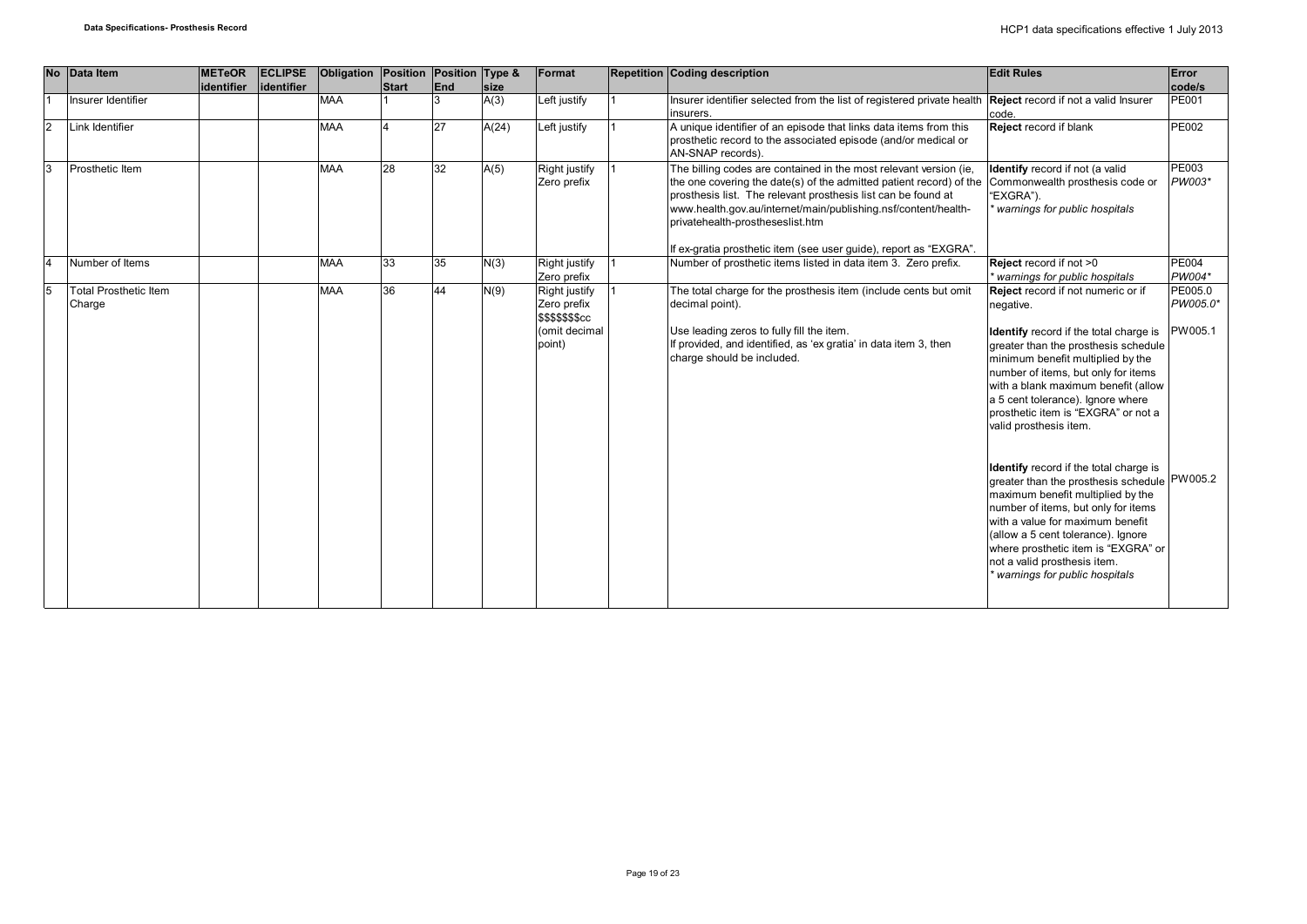| No | Data Item | METeOR identifier | ECLIPSE identifier | Obligation | Position Start | Position End | Type & size | Format | Repetition | Coding description | Edit Rules | Error code/s |
|---|---|---|---|---|---|---|---|---|---|---|---|---|
| 1 | Insurer Identifier | | | MAA | 1 | 3 | A(3) | Left justify | 1 | Insurer identifier selected from the list of registered private health insurers. | **Reject** record if not a valid Insurer code. | PE001 |
| 2 | Link Identifier | | | MAA | 4 | 27 | A(24) | Left justify | 1 | A unique identifier of an episode that links data items from this prosthetic record to the associated episode (and/or medical or AN-SNAP records). | **Reject** record if blank | PE002 |
| 3 | Prosthetic Item | | | MAA | 28 | 32 | A(5) | Right justify Zero prefix | 1 | The billing codes are contained in the most relevant version (ie, the one covering the date(s) of the admitted patient record) of the prosthesis list. The relevant prosthesis list can be found at www.health.gov.au/internet/main/publishing.nsf/content/health-privatehealth-prostheseslist.htm<br><br>If ex-gratia prosthetic item (see user guide), report as "EXGRA". | **Identify** record if not (a valid Commonwealth prosthesis code or "EXGRA").<br>*\* warnings for public hospitals* | PE003<br>*PW003\** |
| 4 | Number of Items | | | MAA | 33 | 35 | N(3) | Right justify Zero prefix | 1 | Number of prosthetic items listed in data item 3. Zero prefix. | **Reject** record if not >0<br>*\* warnings for public hospitals* | PE004<br>*PW004\** |
| 5 | Total Prosthetic Item Charge | | | MAA | 36 | 44 | N(9) | Right justify Zero prefix $$$$$$$cc (omit decimal point) | 1 | The total charge for the prosthesis item (include cents but omit decimal point).<br><br>Use leading zeros to fully fill the item.<br>If provided, and identified, as 'ex gratia' in data item 3, then charge should be included. | **Reject** record if not numeric or if negative.<br><br>**Identify** record if the total charge is greater than the prosthesis schedule minimum benefit multiplied by the number of items, but only for items with a blank maximum benefit (allow a 5 cent tolerance). Ignore where prosthetic item is "EXGRA" or not a valid prosthesis item.<br><br>**Identify** record if the total charge is greater than the prosthesis schedule maximum benefit multiplied by the number of items, but only for items with a value for maximum benefit (allow a 5 cent tolerance). Ignore where prosthetic item is "EXGRA" or not a valid prosthesis item.<br>*\* warnings for public hospitals* | PE005.0<br>*PW005.0\**<br><br>PW005.1<br><br>PW005.2 |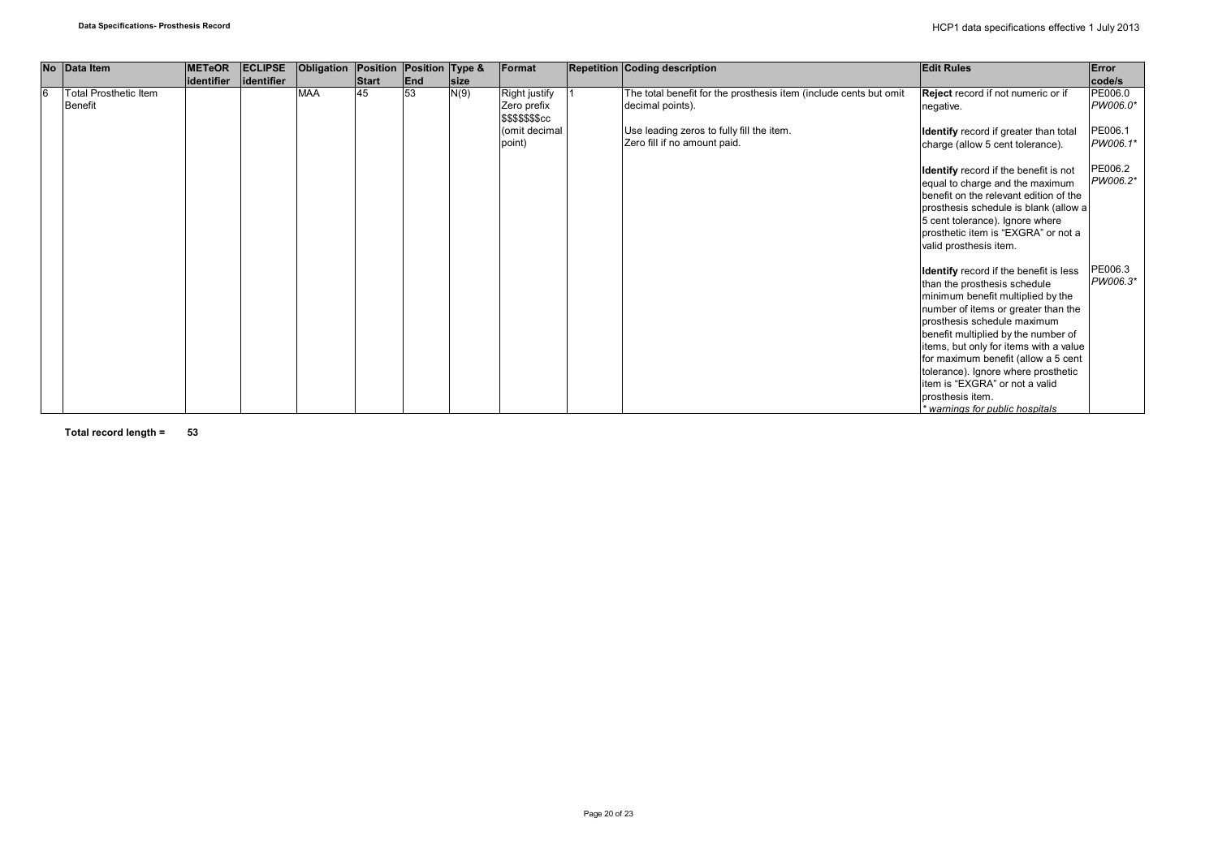| No | Data Item | METeOR identifier | ECLIPSE identifier | Obligation | Position Start | Position End | Type & size | Format | Repetition | Coding description | Edit Rules | Error code/s |
|---|---|---|---|---|---|---|---|---|---|---|---|---|
| 6 | Total Prosthetic Item Benefit | | | MAA | 45 | 53 | N(9) | Right justify Zero prefix $$$$$$$cc (omit decimal point) | 1 | The total benefit for the prosthesis item (include cents but omit decimal points).<br><br>Use leading zeros to fully fill the item.<br>Zero fill if no amount paid. | **Reject** record if not numeric or if negative.<br><br>**Identify** record if greater than total charge (allow 5 cent tolerance).<br><br>**Identify** record if the benefit is not equal to charge and the maximum benefit on the relevant edition of the prosthesis schedule is blank (allow a 5 cent tolerance). Ignore where prosthetic item is "EXGRA" or not a valid prosthesis item.<br><br>**Identify** record if the benefit is less than the prosthesis schedule minimum benefit multiplied by the number of items or greater than the prosthesis schedule maximum benefit multiplied by the number of items, but only for items with a value for maximum benefit (allow a 5 cent tolerance). Ignore where prosthetic item is "EXGRA" or not a valid prosthesis item.<br>*\* warnings for public hospitals* | PE006.0<br>*PW006.0\**<br><br>PE006.1<br>*PW006.1\**<br><br>PE006.2<br>*PW006.2\**<br><br>PE006.3<br>*PW006.3\** |

**Total record length = 53**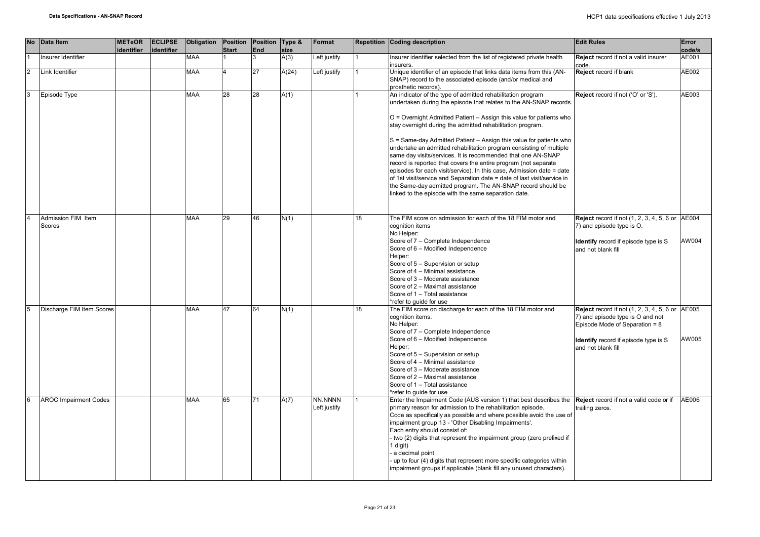| No | Data Item | METeOR identifier | ECLIPSE identifier | Obligation | Position Start | Position End | Type & size | Format | Repetition | Coding description | Edit Rules | Error code/s |
|---|---|---|---|---|---|---|---|---|---|---|---|---|
| 1 | Insurer Identifier | | | MAA | 1 | 3 | A(3) | Left justify | 1 | Insurer identifier selected from the list of registered private health insurers. | **Reject** record if not a valid insurer code. | AE001 |
| 2 | Link Identifier | | | MAA | 4 | 27 | A(24) | Left justify | 1 | Unique identifier of an episode that links data items from this (AN-SNAP) record to the associated episode (and/or medical and prosthetic records). | **Reject** record if blank | AE002 |
| 3 | Episode Type | | | MAA | 28 | 28 | A(1) | | 1 | An indicator of the type of admitted rehabilitation program undertaken during the episode that relates to the AN-SNAP records.<br><br>O = Overnight Admitted Patient – Assign this value for patients who stay overnight during the admitted rehabilitation program.<br><br>S = Same-day Admitted Patient – Assign this value for patients who undertake an admitted rehabilitation program consisting of multiple same day visits/services. It is recommended that one AN-SNAP record is reported that covers the entire program (not separate episodes for each visit/service). In this case, Admission date = date of 1st visit/service and Separation date = date of last visit/service in the Same-day admitted program. The AN-SNAP record should be linked to the episode with the same separation date. | **Reject** record if not ('O' or 'S'). | AE003 |
| 4 | Admission FIM Item Scores | | | MAA | 29 | 46 | N(1) | | 18 | The FIM score on admission for each of the 18 FIM motor and cognition items<br>No Helper:<br>Score of 7 – Complete Independence<br>Score of 6 – Modified Independence<br>Helper:<br>Score of 5 – Supervision or setup<br>Score of 4 – Minimal assistance<br>Score of 3 – Moderate assistance<br>Score of 2 – Maximal assistance<br>Score of 1 – Total assistance<br>*refer to guide for use | **Reject** record if not (1, 2, 3, 4, 5, 6 or 7) and episode type is O.<br><br>**Identify** record if episode type is S and not blank fill | AE004<br><br>AW004 |
| 5 | Discharge FIM Item Scores | | | MAA | 47 | 64 | N(1) | | 18 | The FIM score on discharge for each of the 18 FIM motor and cognition items.<br>No Helper:<br>Score of 7 – Complete Independence<br>Score of 6 – Modified Independence<br>Helper:<br>Score of 5 – Supervision or setup<br>Score of 4 – Minimal assistance<br>Score of 3 – Moderate assistance<br>Score of 2 – Maximal assistance<br>Score of 1 – Total assistance<br>*refer to guide for use | **Reject** record if not (1, 2, 3, 4, 5, 6 or 7) and episode type is O and not Episode Mode of Separation = 8<br><br>**Identify** record if episode type is S and not blank fill | AE005<br><br>AW005 |
| 6 | AROC Impairment Codes | | | MAA | 65 | 71 | A(7) | NN.NNNN Left justify | 1 | Enter the Impairment Code (AUS version 1) that best describes the primary reason for admission to the rehabilitation episode.<br>Code as specifically as possible and where possible avoid the use of impairment group 13 - 'Other Disabling Impairments'.<br>Each entry should consist of:<br>- two (2) digits that represent the impairment group (zero prefixed if 1 digit)<br>- a decimal point<br>- up to four (4) digits that represent more specific categories within impairment groups if applicable (blank fill any unused characters). | **Reject** record if not a valid code or if trailing zeros. | AE006 |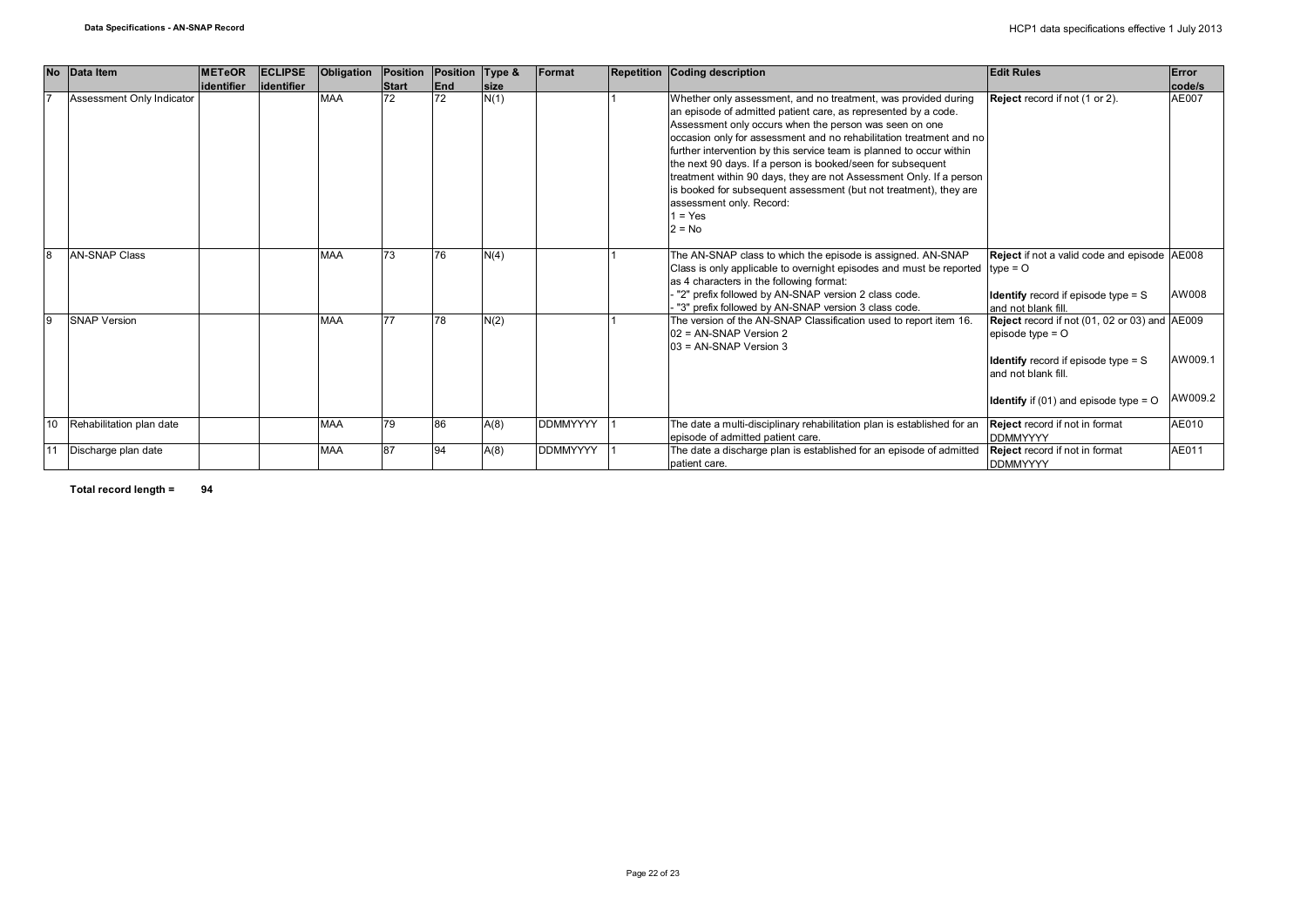| No | Data Item | METeOR identifier | ECLIPSE identifier | Obligation | Position Start | Position End | Type & size | Format | Repetition | Coding description | Edit Rules | Error code/s |
|---|---|---|---|---|---|---|---|---|---|---|---|---|
| 7 | Assessment Only Indicator | | | MAA | 72 | 72 | N(1) | | 1 | Whether only assessment, and no treatment, was provided during an episode of admitted patient care, as represented by a code. Assessment only occurs when the person was seen on one occasion only for assessment and no rehabilitation treatment and no further intervention by this service team is planned to occur within the next 90 days. If a person is booked/seen for subsequent treatment within 90 days, they are not Assessment Only. If a person is booked for subsequent assessment (but not treatment), they are assessment only. Record:<br>1 = Yes<br>2 = No | **Reject** record if not (1 or 2). | AE007 |
| 8 | AN-SNAP Class | | | MAA | 73 | 76 | N(4) | | 1 | The AN-SNAP class to which the episode is assigned. AN-SNAP Class is only applicable to overnight episodes and must be reported as 4 characters in the following format:<br>- "2" prefix followed by AN-SNAP version 2 class code.<br>- "3" prefix followed by AN-SNAP version 3 class code. | **Reject** if not a valid code and episode type = O<br><br>**Identify** record if episode type = S and not blank fill. | AE008<br><br>AW008 |
| 9 | SNAP Version | | | MAA | 77 | 78 | N(2) | | 1 | The version of the AN-SNAP Classification used to report item 16.<br>02 = AN-SNAP Version 2<br>03 = AN-SNAP Version 3 | **Reject** record if not (01, 02 or 03) and episode type = O<br><br>**Identify** record if episode type = S and not blank fill.<br><br>**Identify** if (01) and episode type = O | AE009<br><br>AW009.1<br><br>AW009.2 |
| 10 | Rehabilitation plan date | | | MAA | 79 | 86 | A(8) | DDMMYYYY | 1 | The date a multi-disciplinary rehabilitation plan is established for an episode of admitted patient care. | **Reject** record if not in format DDMMYYYY | AE010 |
| 11 | Discharge plan date | | | MAA | 87 | 94 | A(8) | DDMMYYYY | 1 | The date a discharge plan is established for an episode of admitted patient care. | **Reject** record if not in format DDMMYYYY | AE011 |

**Total record length = 94**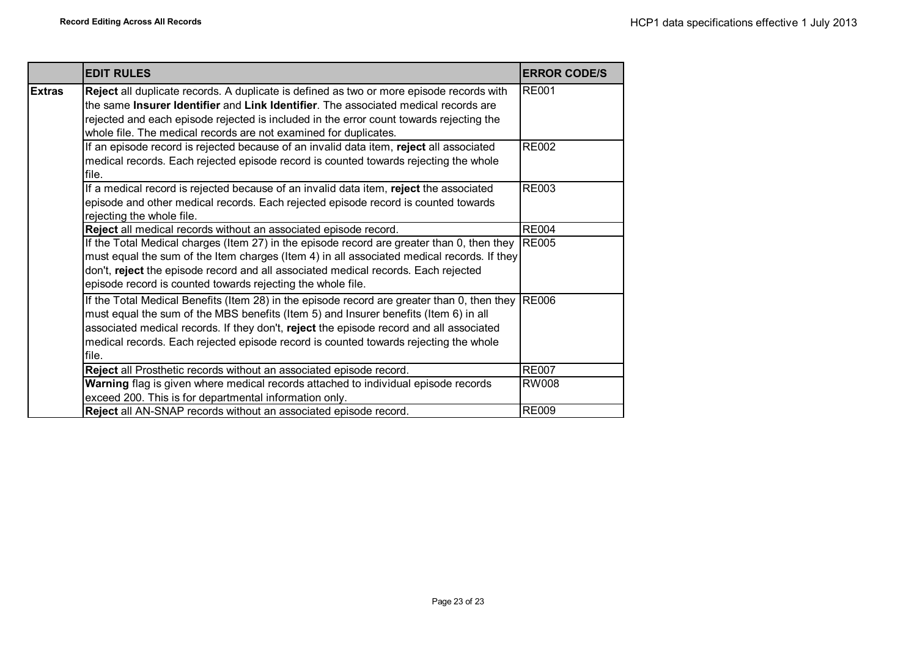| | EDIT RULES | ERROR CODE/S |
|---|---|---|
| **Extras** | **Reject** all duplicate records. A duplicate is defined as two or more episode records with the same **Insurer Identifier** and **Link Identifier**. The associated medical records are rejected and each episode rejected is included in the error count towards rejecting the whole file. The medical records are not examined for duplicates. | RE001 |
| | If an episode record is rejected because of an invalid data item, **reject** all associated medical records. Each rejected episode record is counted towards rejecting the whole file. | RE002 |
| | If a medical record is rejected because of an invalid data item, **reject** the associated episode and other medical records. Each rejected episode record is counted towards rejecting the whole file. | RE003 |
| | **Reject** all medical records without an associated episode record. | RE004 |
| | If the Total Medical charges (Item 27) in the episode record are greater than 0, then they must equal the sum of the Item charges (Item 4) in all associated medical records. If they don't, **reject** the episode record and all associated medical records. Each rejected episode record is counted towards rejecting the whole file. | RE005 |
| | If the Total Medical Benefits (Item 28) in the episode record are greater than 0, then they must equal the sum of the MBS benefits (Item 5) and Insurer benefits (Item 6) in all associated medical records. If they don't, **reject** the episode record and all associated medical records. Each rejected episode record is counted towards rejecting the whole file. | RE006 |
| | **Reject** all Prosthetic records without an associated episode record. | RE007 |
| | **Warning** flag is given where medical records attached to individual episode records exceed 200. This is for departmental information only. | RW008 |
| | **Reject** all AN-SNAP records without an associated episode record. | RE009 |